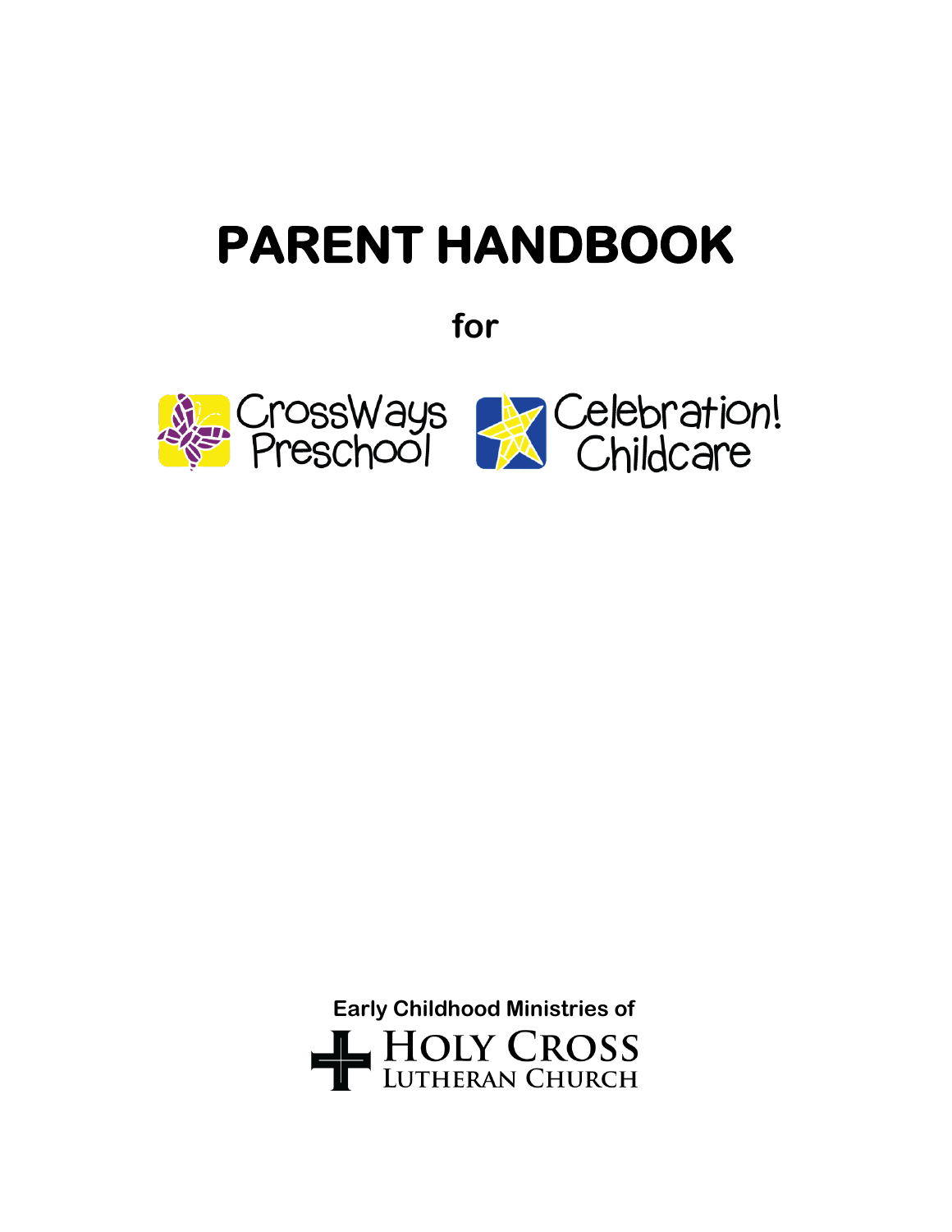# PARENT HANDBOOK

**for**

CrossWays Preschool

Celebration! Childcare

**Early Childhood Ministries of**

HOLY CROSS
LUTHERAN CHURCH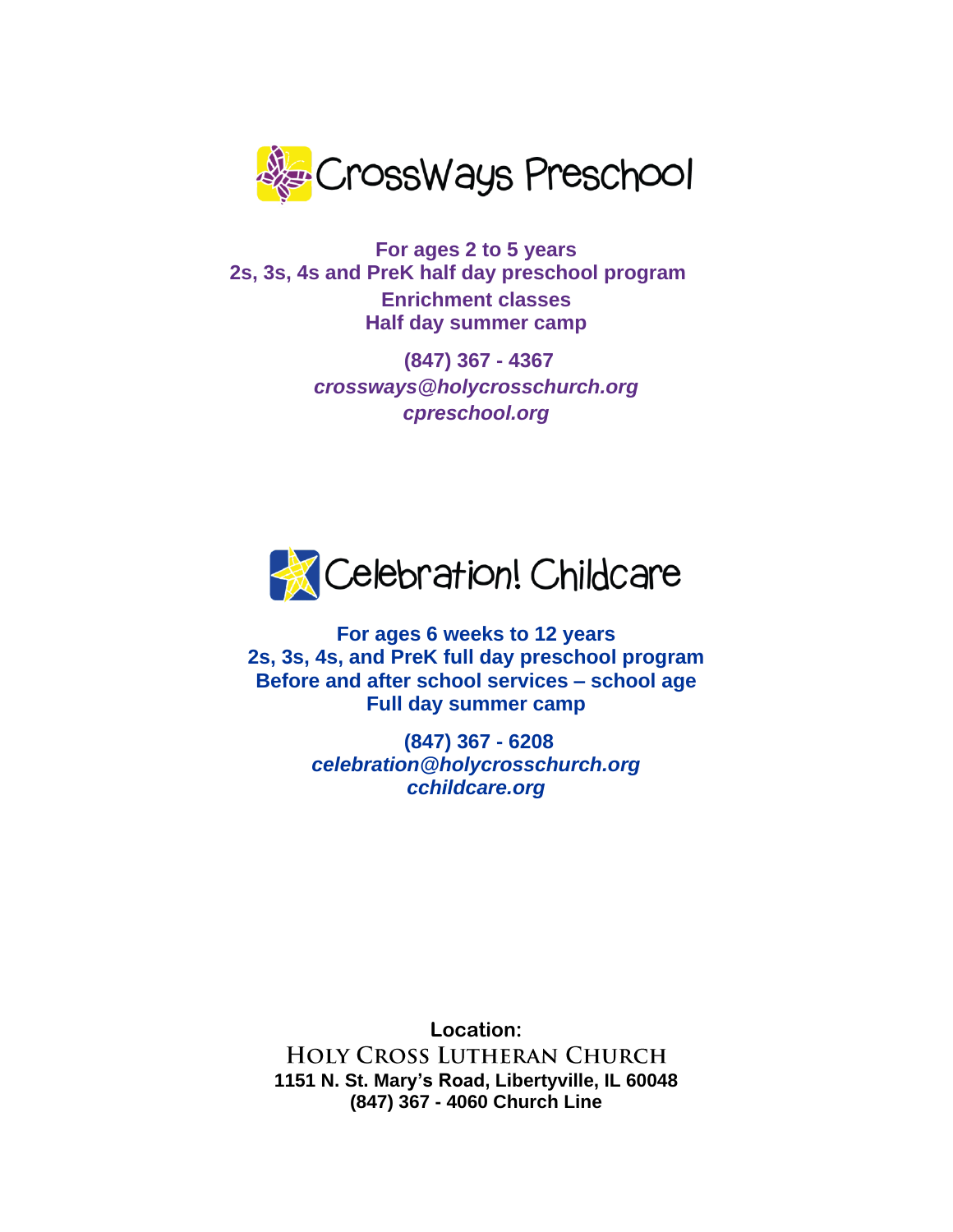## CrossWays Preschool

**For ages 2 to 5 years**
**2s, 3s, 4s and PreK half day preschool program**
**Enrichment classes**
**Half day summer camp**

**(847) 367 - 4367**
***crossways@holycrosschurch.org***
***cpreschool.org***

## Celebration! Childcare

**For ages 6 weeks to 12 years**
**2s, 3s, 4s, and PreK full day preschool program**
**Before and after school services – school age**
**Full day summer camp**

**(847) 367 - 6208**
***celebration@holycrosschurch.org***
***cchildcare.org***

**Location:**
**HOLY CROSS LUTHERAN CHURCH**
**1151 N. St. Mary's Road, Libertyville, IL 60048**
**(847) 367 - 4060 Church Line**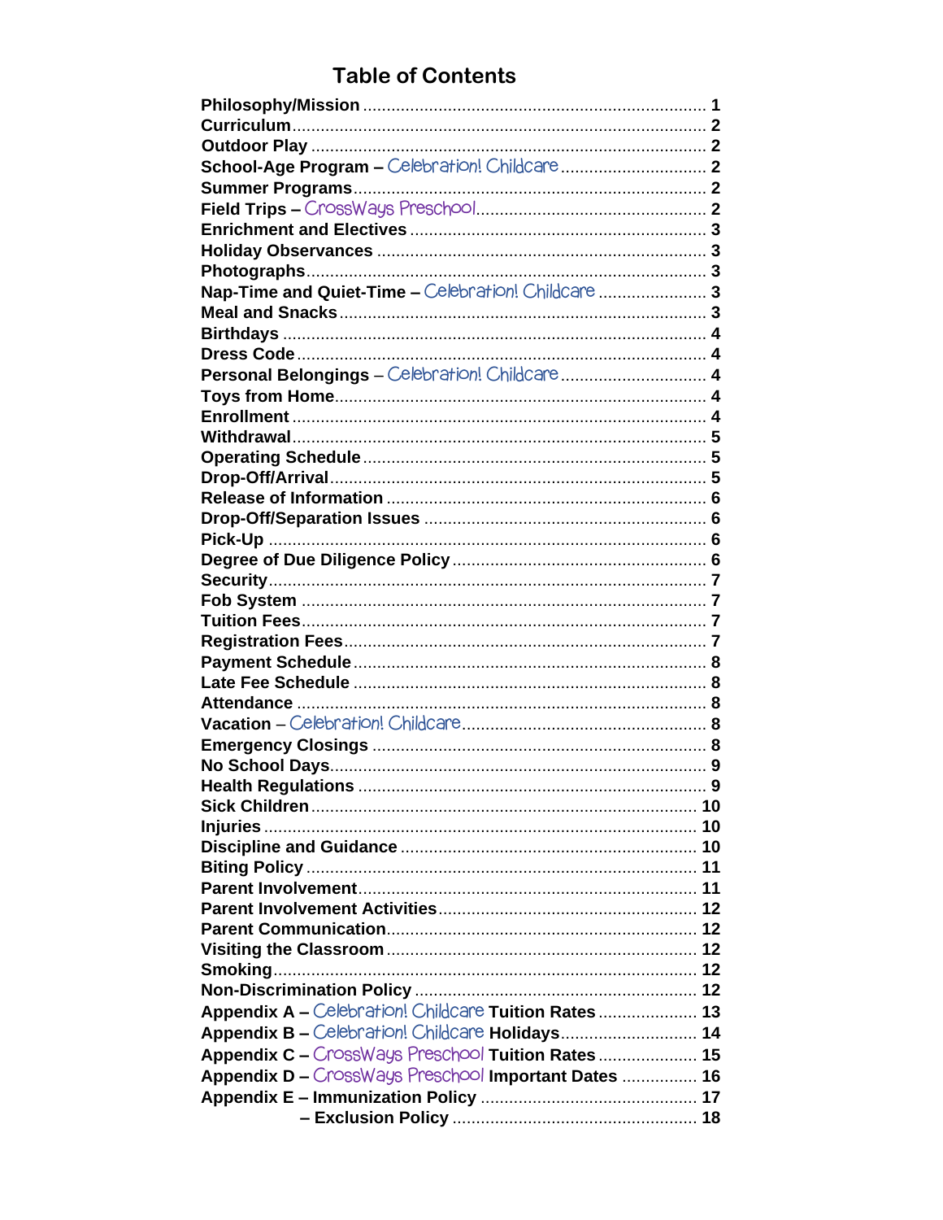## Table of Contents

| | |
|---|---|
| **Philosophy/Mission** | **1** |
| **Curriculum** | **2** |
| **Outdoor Play** | **2** |
| **School-Age Program –** Celebration! Childcare | **2** |
| **Summer Programs** | **2** |
| **Field Trips –** CrossWays Preschool | **2** |
| **Enrichment and Electives** | **3** |
| **Holiday Observances** | **3** |
| **Photographs** | **3** |
| **Nap-Time and Quiet-Time –** Celebration! Childcare | **3** |
| **Meal and Snacks** | **3** |
| **Birthdays** | **4** |
| **Dress Code** | **4** |
| **Personal Belongings** – Celebration! Childcare | **4** |
| **Toys from Home** | **4** |
| **Enrollment** | **4** |
| **Withdrawal** | **5** |
| **Operating Schedule** | **5** |
| **Drop-Off/Arrival** | **5** |
| **Release of Information** | **6** |
| **Drop-Off/Separation Issues** | **6** |
| **Pick-Up** | **6** |
| **Degree of Due Diligence Policy** | **6** |
| **Security** | **7** |
| **Fob System** | **7** |
| **Tuition Fees** | **7** |
| **Registration Fees** | **7** |
| **Payment Schedule** | **8** |
| **Late Fee Schedule** | **8** |
| **Attendance** | **8** |
| **Vacation** – Celebration! Childcare | **8** |
| **Emergency Closings** | **8** |
| **No School Days** | **9** |
| **Health Regulations** | **9** |
| **Sick Children** | **10** |
| **Injuries** | **10** |
| **Discipline and Guidance** | **10** |
| **Biting Policy** | **11** |
| **Parent Involvement** | **11** |
| **Parent Involvement Activities** | **12** |
| **Parent Communication** | **12** |
| **Visiting the Classroom** | **12** |
| **Smoking** | **12** |
| **Non-Discrimination Policy** | **12** |
| **Appendix A –** Celebration! Childcare **Tuition Rates** | **13** |
| **Appendix B –** Celebration! Childcare **Holidays** | **14** |
| **Appendix C –** CrossWays Preschool **Tuition Rates** | **15** |
| **Appendix D –** CrossWays Preschool **Important Dates** | **16** |
| **Appendix E – Immunization Policy** | **17** |
| **– Exclusion Policy** | **18** |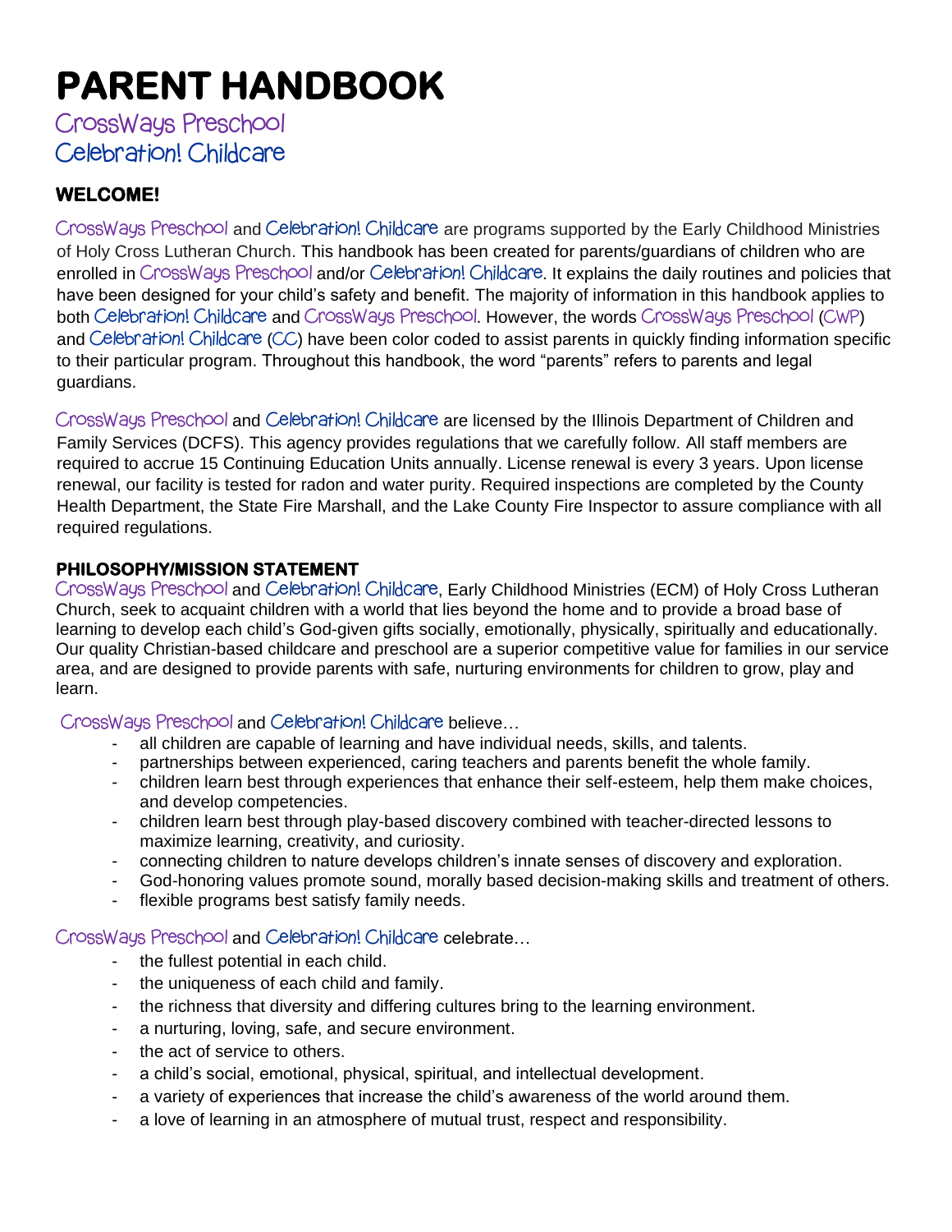# PARENT HANDBOOK

CrossWays Preschool
Celebration! Childcare

### WELCOME!

CrossWays Preschool and Celebration! Childcare are programs supported by the Early Childhood Ministries of Holy Cross Lutheran Church. This handbook has been created for parents/guardians of children who are enrolled in CrossWays Preschool and/or Celebration! Childcare. It explains the daily routines and policies that have been designed for your child's safety and benefit. The majority of information in this handbook applies to both Celebration! Childcare and CrossWays Preschool. However, the words CrossWays Preschool (CWP) and Celebration! Childcare (CC) have been color coded to assist parents in quickly finding information specific to their particular program. Throughout this handbook, the word "parents" refers to parents and legal guardians.

CrossWays Preschool and Celebration! Childcare are licensed by the Illinois Department of Children and Family Services (DCFS). This agency provides regulations that we carefully follow. All staff members are required to accrue 15 Continuing Education Units annually. License renewal is every 3 years. Upon license renewal, our facility is tested for radon and water purity. Required inspections are completed by the County Health Department, the State Fire Marshall, and the Lake County Fire Inspector to assure compliance with all required regulations.

### PHILOSOPHY/MISSION STATEMENT

CrossWays Preschool and Celebration! Childcare, Early Childhood Ministries (ECM) of Holy Cross Lutheran Church, seek to acquaint children with a world that lies beyond the home and to provide a broad base of learning to develop each child's God-given gifts socially, emotionally, physically, spiritually and educationally. Our quality Christian-based childcare and preschool are a superior competitive value for families in our service area, and are designed to provide parents with safe, nurturing environments for children to grow, play and learn.

CrossWays Preschool and Celebration! Childcare believe…

- all children are capable of learning and have individual needs, skills, and talents.
- partnerships between experienced, caring teachers and parents benefit the whole family.
- children learn best through experiences that enhance their self-esteem, help them make choices, and develop competencies.
- children learn best through play-based discovery combined with teacher-directed lessons to maximize learning, creativity, and curiosity.
- connecting children to nature develops children's innate senses of discovery and exploration.
- God-honoring values promote sound, morally based decision-making skills and treatment of others.
- flexible programs best satisfy family needs.

CrossWays Preschool and Celebration! Childcare celebrate…

- the fullest potential in each child.
- the uniqueness of each child and family.
- the richness that diversity and differing cultures bring to the learning environment.
- a nurturing, loving, safe, and secure environment.
- the act of service to others.
- a child's social, emotional, physical, spiritual, and intellectual development.
- a variety of experiences that increase the child's awareness of the world around them.
- a love of learning in an atmosphere of mutual trust, respect and responsibility.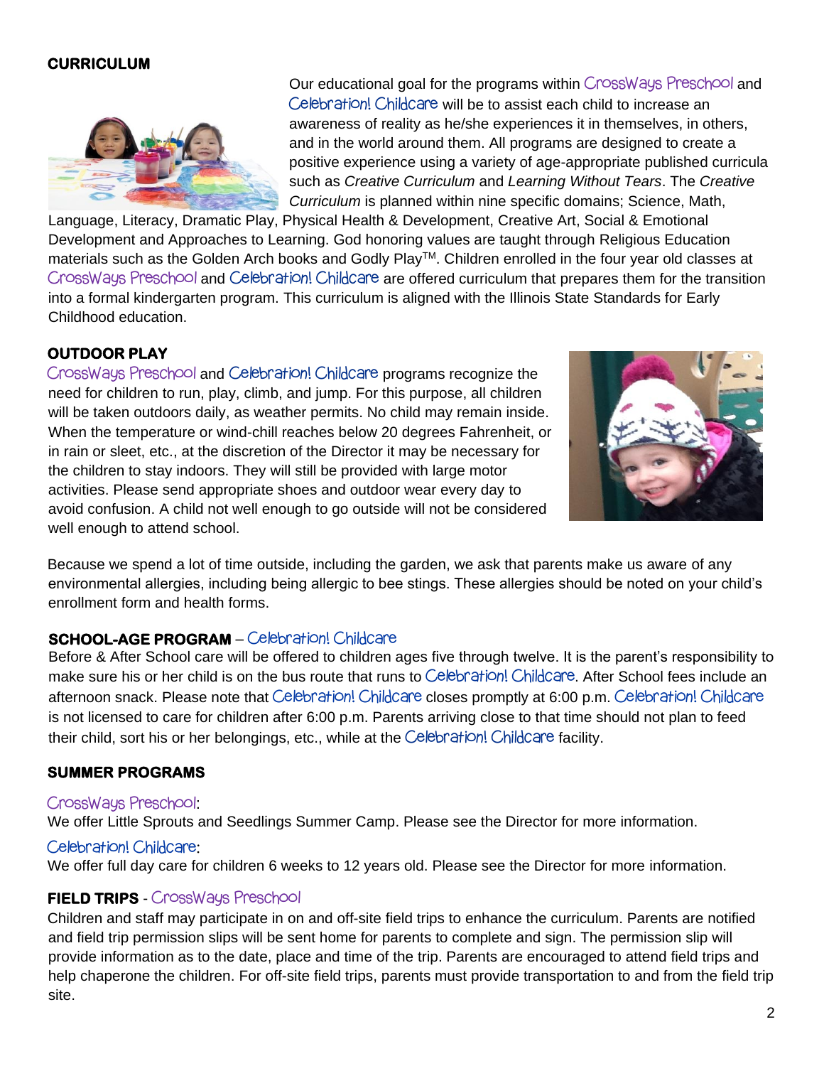## CURRICULUM

Our educational goal for the programs within CrossWays Preschool and Celebration! Childcare will be to assist each child to increase an awareness of reality as he/she experiences it in themselves, in others, and in the world around them. All programs are designed to create a positive experience using a variety of age-appropriate published curricula such as *Creative Curriculum* and *Learning Without Tears*. The *Creative Curriculum* is planned within nine specific domains; Science, Math, Language, Literacy, Dramatic Play, Physical Health & Development, Creative Art, Social & Emotional Development and Approaches to Learning. God honoring values are taught through Religious Education materials such as the Golden Arch books and Godly Play™. Children enrolled in the four year old classes at CrossWays Preschool and Celebration! Childcare are offered curriculum that prepares them for the transition into a formal kindergarten program. This curriculum is aligned with the Illinois State Standards for Early Childhood education.

## OUTDOOR PLAY

CrossWays Preschool and Celebration! Childcare programs recognize the need for children to run, play, climb, and jump. For this purpose, all children will be taken outdoors daily, as weather permits. No child may remain inside. When the temperature or wind-chill reaches below 20 degrees Fahrenheit, or in rain or sleet, etc., at the discretion of the Director it may be necessary for the children to stay indoors. They will still be provided with large motor activities. Please send appropriate shoes and outdoor wear every day to avoid confusion. A child not well enough to go outside will not be considered well enough to attend school.

Because we spend a lot of time outside, including the garden, we ask that parents make us aware of any environmental allergies, including being allergic to bee stings. These allergies should be noted on your child's enrollment form and health forms.

## SCHOOL-AGE PROGRAM – Celebration! Childcare

Before & After School care will be offered to children ages five through twelve. It is the parent's responsibility to make sure his or her child is on the bus route that runs to Celebration! Childcare. After School fees include an afternoon snack. Please note that Celebration! Childcare closes promptly at 6:00 p.m. Celebration! Childcare is not licensed to care for children after 6:00 p.m. Parents arriving close to that time should not plan to feed their child, sort his or her belongings, etc., while at the Celebration! Childcare facility.

## SUMMER PROGRAMS

CrossWays Preschool:
We offer Little Sprouts and Seedlings Summer Camp. Please see the Director for more information.

Celebration! Childcare:
We offer full day care for children 6 weeks to 12 years old. Please see the Director for more information.

## FIELD TRIPS - CrossWays Preschool

Children and staff may participate in on and off-site field trips to enhance the curriculum. Parents are notified and field trip permission slips will be sent home for parents to complete and sign. The permission slip will provide information as to the date, place and time of the trip. Parents are encouraged to attend field trips and help chaperone the children. For off-site field trips, parents must provide transportation to and from the field trip site.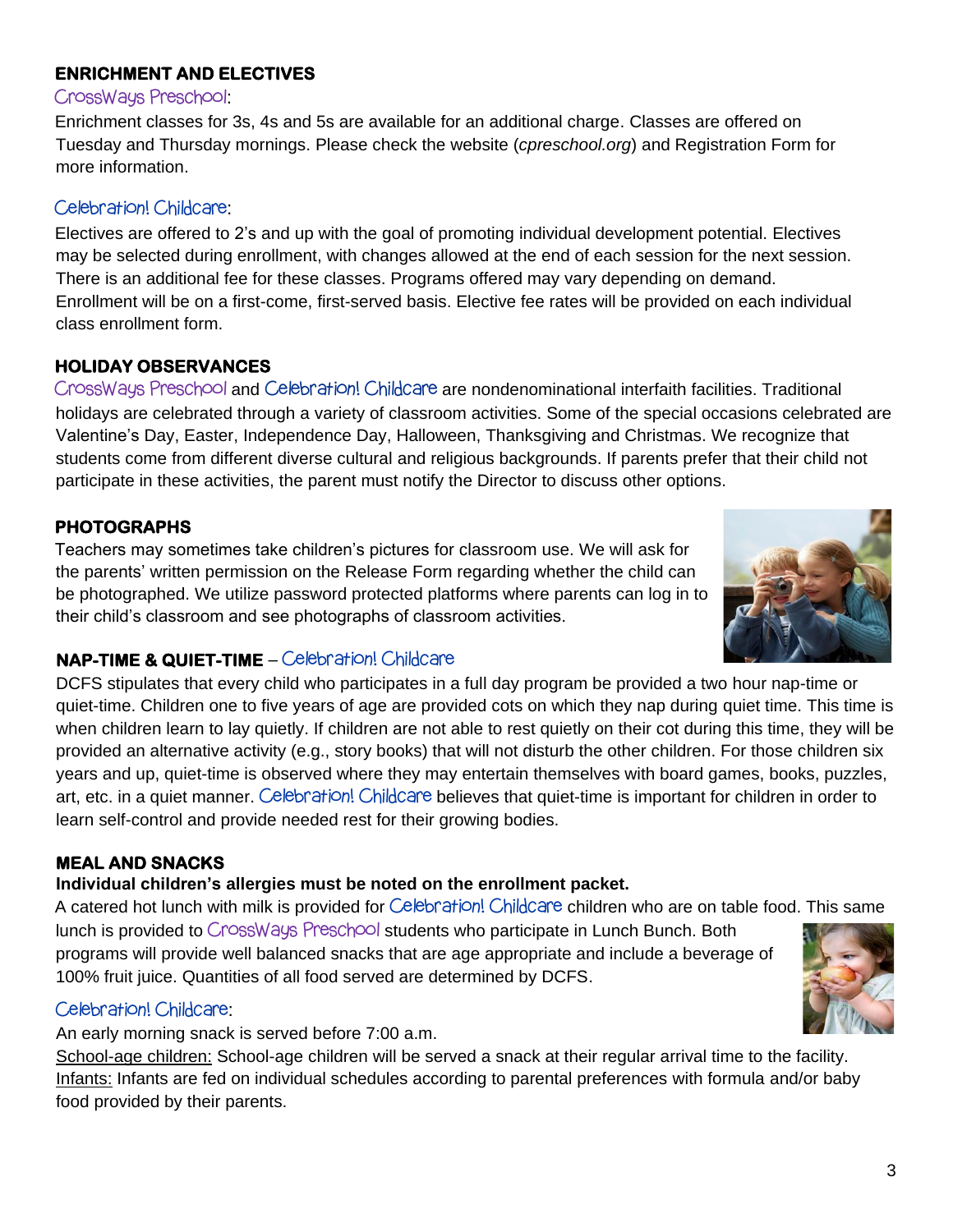## ENRICHMENT AND ELECTIVES

CrossWays Preschool:

Enrichment classes for 3s, 4s and 5s are available for an additional charge. Classes are offered on Tuesday and Thursday mornings. Please check the website (*cpreschool.org*) and Registration Form for more information.

Celebration! Childcare:

Electives are offered to 2's and up with the goal of promoting individual development potential. Electives may be selected during enrollment, with changes allowed at the end of each session for the next session. There is an additional fee for these classes. Programs offered may vary depending on demand. Enrollment will be on a first-come, first-served basis. Elective fee rates will be provided on each individual class enrollment form.

## HOLIDAY OBSERVANCES

CrossWays Preschool and Celebration! Childcare are nondenominational interfaith facilities. Traditional holidays are celebrated through a variety of classroom activities. Some of the special occasions celebrated are Valentine's Day, Easter, Independence Day, Halloween, Thanksgiving and Christmas. We recognize that students come from different diverse cultural and religious backgrounds. If parents prefer that their child not participate in these activities, the parent must notify the Director to discuss other options.

## PHOTOGRAPHS

Teachers may sometimes take children's pictures for classroom use. We will ask for the parents' written permission on the Release Form regarding whether the child can be photographed. We utilize password protected platforms where parents can log in to their child's classroom and see photographs of classroom activities.

## NAP-TIME & QUIET-TIME – Celebration! Childcare

DCFS stipulates that every child who participates in a full day program be provided a two hour nap-time or quiet-time. Children one to five years of age are provided cots on which they nap during quiet time. This time is when children learn to lay quietly. If children are not able to rest quietly on their cot during this time, they will be provided an alternative activity (e.g., story books) that will not disturb the other children. For those children six years and up, quiet-time is observed where they may entertain themselves with board games, books, puzzles, art, etc. in a quiet manner. Celebration! Childcare believes that quiet-time is important for children in order to learn self-control and provide needed rest for their growing bodies.

## MEAL AND SNACKS

**Individual children's allergies must be noted on the enrollment packet.**

A catered hot lunch with milk is provided for Celebration! Childcare children who are on table food. This same lunch is provided to CrossWays Preschool students who participate in Lunch Bunch. Both programs will provide well balanced snacks that are age appropriate and include a beverage of 100% fruit juice. Quantities of all food served are determined by DCFS.

Celebration! Childcare:

An early morning snack is served before 7:00 a.m.

School-age children: School-age children will be served a snack at their regular arrival time to the facility.

Infants: Infants are fed on individual schedules according to parental preferences with formula and/or baby food provided by their parents.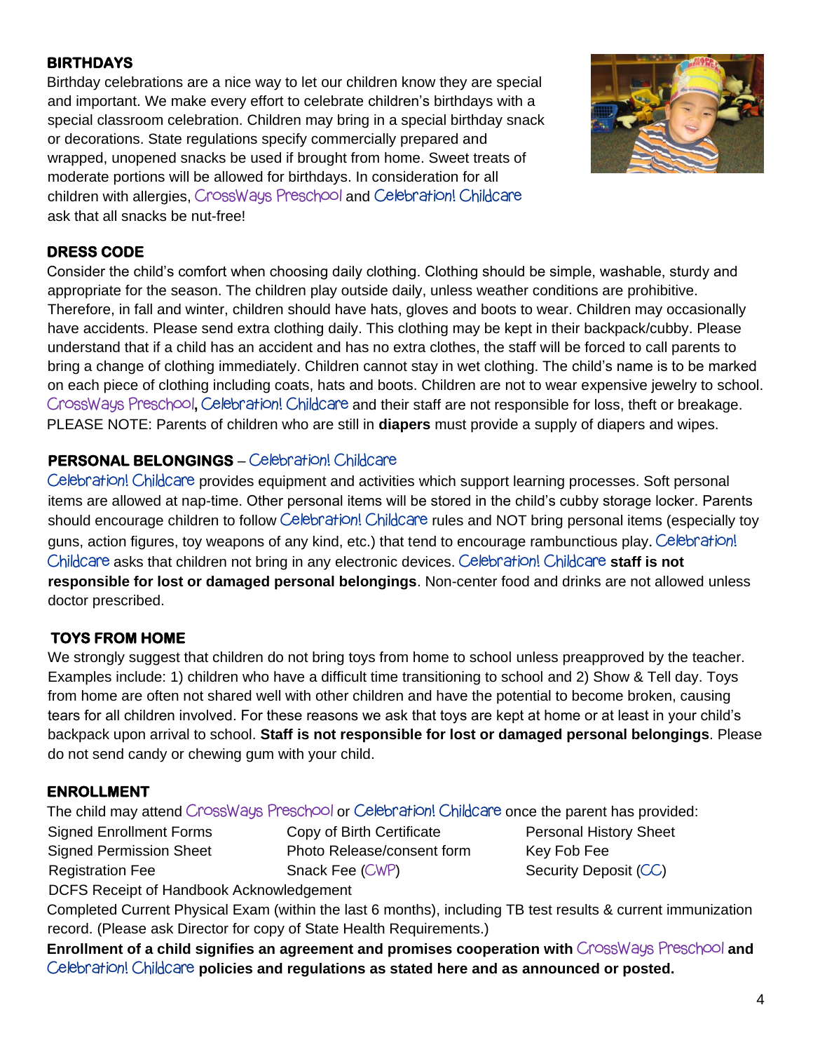## BIRTHDAYS

Birthday celebrations are a nice way to let our children know they are special and important. We make every effort to celebrate children's birthdays with a special classroom celebration. Children may bring in a special birthday snack or decorations. State regulations specify commercially prepared and wrapped, unopened snacks be used if brought from home. Sweet treats of moderate portions will be allowed for birthdays. In consideration for all children with allergies, CrossWays Preschool and Celebration! Childcare ask that all snacks be nut-free!

## DRESS CODE

Consider the child's comfort when choosing daily clothing. Clothing should be simple, washable, sturdy and appropriate for the season. The children play outside daily, unless weather conditions are prohibitive. Therefore, in fall and winter, children should have hats, gloves and boots to wear. Children may occasionally have accidents. Please send extra clothing daily. This clothing may be kept in their backpack/cubby. Please understand that if a child has an accident and has no extra clothes, the staff will be forced to call parents to bring a change of clothing immediately. Children cannot stay in wet clothing. The child's name is to be marked on each piece of clothing including coats, hats and boots. Children are not to wear expensive jewelry to school. CrossWays Preschool, Celebration! Childcare and their staff are not responsible for loss, theft or breakage. PLEASE NOTE: Parents of children who are still in **diapers** must provide a supply of diapers and wipes.

## PERSONAL BELONGINGS – Celebration! Childcare

Celebration! Childcare provides equipment and activities which support learning processes. Soft personal items are allowed at nap-time. Other personal items will be stored in the child's cubby storage locker. Parents should encourage children to follow Celebration! Childcare rules and NOT bring personal items (especially toy guns, action figures, toy weapons of any kind, etc.) that tend to encourage rambunctious play. Celebration! Childcare asks that children not bring in any electronic devices. Celebration! Childcare **staff is not responsible for lost or damaged personal belongings**. Non-center food and drinks are not allowed unless doctor prescribed.

## TOYS FROM HOME

We strongly suggest that children do not bring toys from home to school unless preapproved by the teacher. Examples include: 1) children who have a difficult time transitioning to school and 2) Show & Tell day. Toys from home are often not shared well with other children and have the potential to become broken, causing tears for all children involved. For these reasons we ask that toys are kept at home or at least in your child's backpack upon arrival to school. **Staff is not responsible for lost or damaged personal belongings**. Please do not send candy or chewing gum with your child.

## ENROLLMENT

The child may attend CrossWays Preschool or Celebration! Childcare once the parent has provided:

- Signed Enrollment Forms
- Copy of Birth Certificate
- Personal History Sheet
- Signed Permission Sheet
- Photo Release/consent form
- Key Fob Fee
- Registration Fee
- Snack Fee (CWP)
- Security Deposit (CC)
- DCFS Receipt of Handbook Acknowledgement

Completed Current Physical Exam (within the last 6 months), including TB test results & current immunization record. (Please ask Director for copy of State Health Requirements.)

**Enrollment of a child signifies an agreement and promises cooperation with CrossWays Preschool and Celebration! Childcare policies and regulations as stated here and as announced or posted.**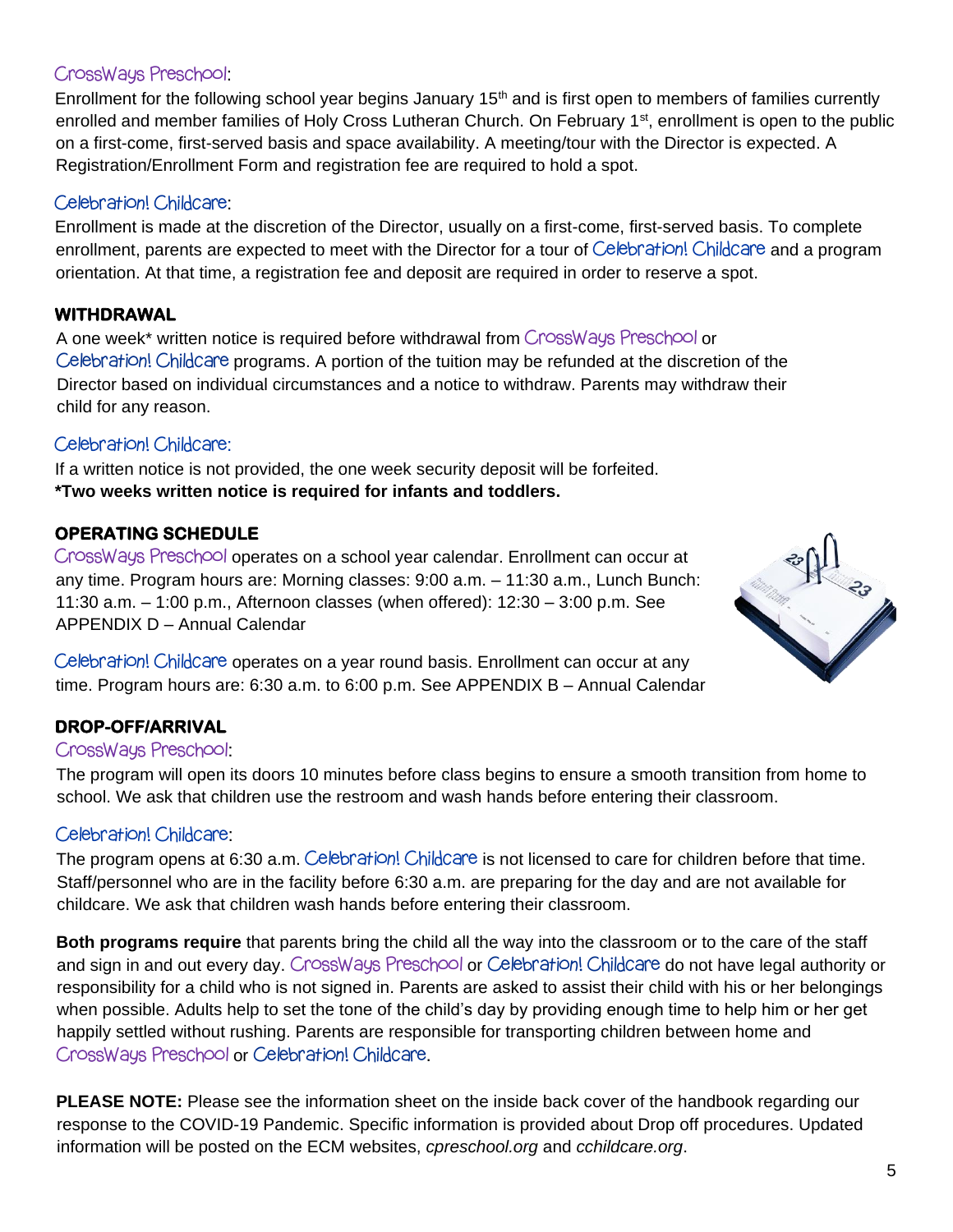### CrossWays Preschool:

Enrollment for the following school year begins January 15th and is first open to members of families currently enrolled and member families of Holy Cross Lutheran Church. On February 1st, enrollment is open to the public on a first-come, first-served basis and space availability. A meeting/tour with the Director is expected. A Registration/Enrollment Form and registration fee are required to hold a spot.

### Celebration! Childcare:

Enrollment is made at the discretion of the Director, usually on a first-come, first-served basis. To complete enrollment, parents are expected to meet with the Director for a tour of Celebration! Childcare and a program orientation. At that time, a registration fee and deposit are required in order to reserve a spot.

## WITHDRAWAL

A one week* written notice is required before withdrawal from CrossWays Preschool or Celebration! Childcare programs. A portion of the tuition may be refunded at the discretion of the Director based on individual circumstances and a notice to withdraw. Parents may withdraw their child for any reason.

### Celebration! Childcare:

If a written notice is not provided, the one week security deposit will be forfeited.
**\*Two weeks written notice is required for infants and toddlers.**

## OPERATING SCHEDULE

CrossWays Preschool operates on a school year calendar. Enrollment can occur at any time. Program hours are: Morning classes: 9:00 a.m. – 11:30 a.m., Lunch Bunch: 11:30 a.m. – 1:00 p.m., Afternoon classes (when offered): 12:30 – 3:00 p.m. See APPENDIX D – Annual Calendar

Celebration! Childcare operates on a year round basis. Enrollment can occur at any time. Program hours are: 6:30 a.m. to 6:00 p.m. See APPENDIX B – Annual Calendar

## DROP-OFF/ARRIVAL

### CrossWays Preschool:

The program will open its doors 10 minutes before class begins to ensure a smooth transition from home to school. We ask that children use the restroom and wash hands before entering their classroom.

### Celebration! Childcare:

The program opens at 6:30 a.m. Celebration! Childcare is not licensed to care for children before that time. Staff/personnel who are in the facility before 6:30 a.m. are preparing for the day and are not available for childcare. We ask that children wash hands before entering their classroom.

**Both programs require** that parents bring the child all the way into the classroom or to the care of the staff and sign in and out every day. CrossWays Preschool or Celebration! Childcare do not have legal authority or responsibility for a child who is not signed in. Parents are asked to assist their child with his or her belongings when possible. Adults help to set the tone of the child's day by providing enough time to help him or her get happily settled without rushing. Parents are responsible for transporting children between home and CrossWays Preschool or Celebration! Childcare.

**PLEASE NOTE:** Please see the information sheet on the inside back cover of the handbook regarding our response to the COVID-19 Pandemic. Specific information is provided about Drop off procedures. Updated information will be posted on the ECM websites, *cpreschool.org* and *cchildcare.org*.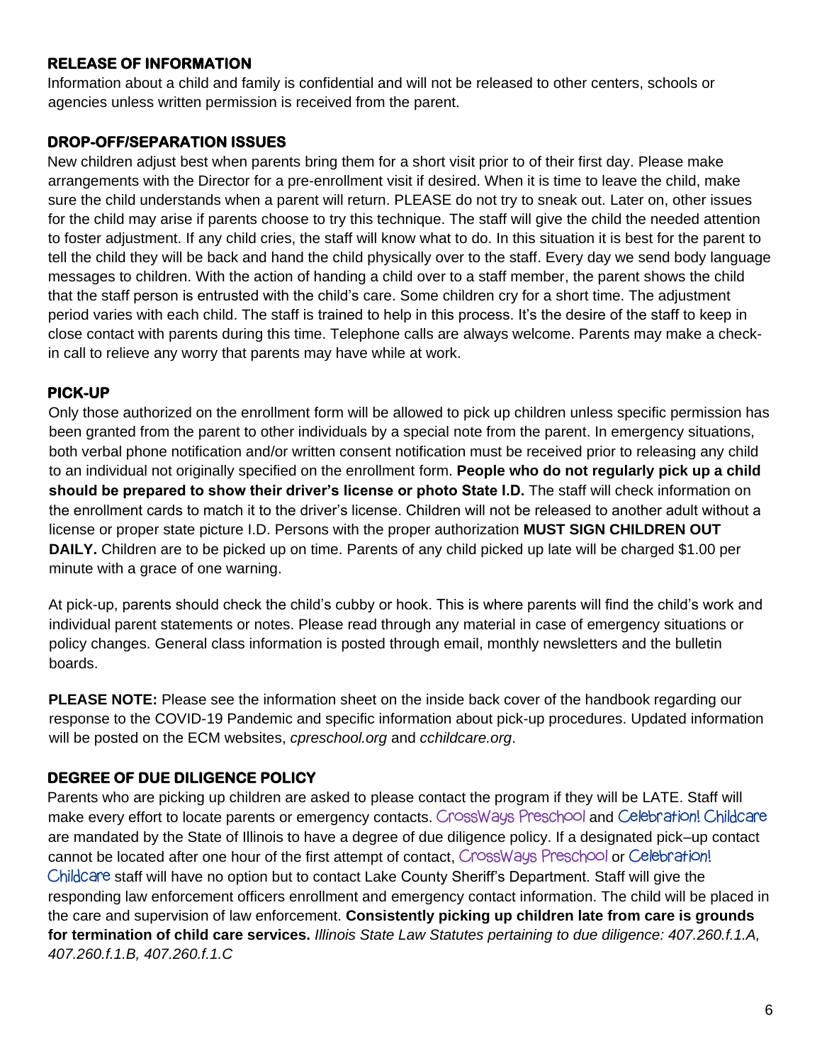## RELEASE OF INFORMATION

Information about a child and family is confidential and will not be released to other centers, schools or agencies unless written permission is received from the parent.

## DROP-OFF/SEPARATION ISSUES

New children adjust best when parents bring them for a short visit prior to of their first day. Please make arrangements with the Director for a pre-enrollment visit if desired. When it is time to leave the child, make sure the child understands when a parent will return. PLEASE do not try to sneak out. Later on, other issues for the child may arise if parents choose to try this technique. The staff will give the child the needed attention to foster adjustment. If any child cries, the staff will know what to do. In this situation it is best for the parent to tell the child they will be back and hand the child physically over to the staff. Every day we send body language messages to children. With the action of handing a child over to a staff member, the parent shows the child that the staff person is entrusted with the child's care. Some children cry for a short time. The adjustment period varies with each child. The staff is trained to help in this process. It's the desire of the staff to keep in close contact with parents during this time. Telephone calls are always welcome. Parents may make a check-in call to relieve any worry that parents may have while at work.

## PICK-UP

Only those authorized on the enrollment form will be allowed to pick up children unless specific permission has been granted from the parent to other individuals by a special note from the parent. In emergency situations, both verbal phone notification and/or written consent notification must be received prior to releasing any child to an individual not originally specified on the enrollment form. **People who do not regularly pick up a child should be prepared to show their driver's license or photo State I.D.** The staff will check information on the enrollment cards to match it to the driver's license. Children will not be released to another adult without a license or proper state picture I.D. Persons with the proper authorization **MUST SIGN CHILDREN OUT DAILY.** Children are to be picked up on time. Parents of any child picked up late will be charged $1.00 per minute with a grace of one warning.

At pick-up, parents should check the child's cubby or hook. This is where parents will find the child's work and individual parent statements or notes. Please read through any material in case of emergency situations or policy changes. General class information is posted through email, monthly newsletters and the bulletin boards.

**PLEASE NOTE:** Please see the information sheet on the inside back cover of the handbook regarding our response to the COVID-19 Pandemic and specific information about pick-up procedures. Updated information will be posted on the ECM websites, *cpreschool.org* and *cchildcare.org*.

## DEGREE OF DUE DILIGENCE POLICY

Parents who are picking up children are asked to please contact the program if they will be LATE. Staff will make every effort to locate parents or emergency contacts. CrossWays Preschool and Celebration! Childcare are mandated by the State of Illinois to have a degree of due diligence policy. If a designated pick–up contact cannot be located after one hour of the first attempt of contact, CrossWays Preschool or Celebration! Childcare staff will have no option but to contact Lake County Sheriff's Department. Staff will give the responding law enforcement officers enrollment and emergency contact information. The child will be placed in the care and supervision of law enforcement. **Consistently picking up children late from care is grounds for termination of child care services.** *Illinois State Law Statutes pertaining to due diligence: 407.260.f.1.A, 407.260.f.1.B, 407.260.f.1.C*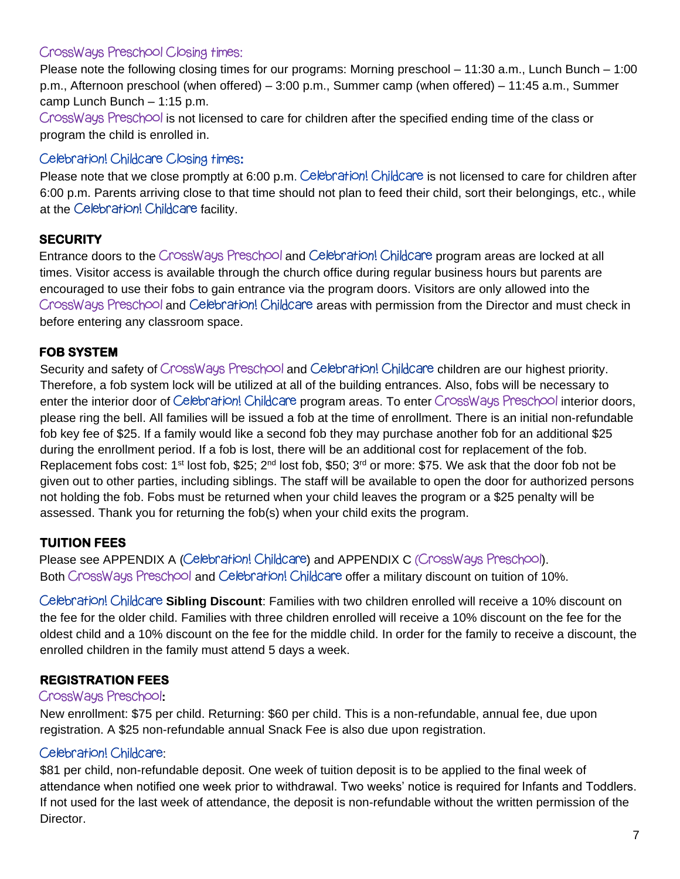### CrossWays Preschool Closing times:

Please note the following closing times for our programs: Morning preschool – 11:30 a.m., Lunch Bunch – 1:00 p.m., Afternoon preschool (when offered) – 3:00 p.m., Summer camp (when offered) – 11:45 a.m., Summer camp Lunch Bunch – 1:15 p.m.

CrossWays Preschool is not licensed to care for children after the specified ending time of the class or program the child is enrolled in.

### Celebration! Childcare Closing times:

Please note that we close promptly at 6:00 p.m. Celebration! Childcare is not licensed to care for children after 6:00 p.m. Parents arriving close to that time should not plan to feed their child, sort their belongings, etc., while at the Celebration! Childcare facility.

## SECURITY

Entrance doors to the CrossWays Preschool and Celebration! Childcare program areas are locked at all times. Visitor access is available through the church office during regular business hours but parents are encouraged to use their fobs to gain entrance via the program doors. Visitors are only allowed into the CrossWays Preschool and Celebration! Childcare areas with permission from the Director and must check in before entering any classroom space.

## FOB SYSTEM

Security and safety of CrossWays Preschool and Celebration! Childcare children are our highest priority. Therefore, a fob system lock will be utilized at all of the building entrances. Also, fobs will be necessary to enter the interior door of Celebration! Childcare program areas. To enter CrossWays Preschool interior doors, please ring the bell. All families will be issued a fob at the time of enrollment. There is an initial non-refundable fob key fee of $25. If a family would like a second fob they may purchase another fob for an additional $25 during the enrollment period. If a fob is lost, there will be an additional cost for replacement of the fob. Replacement fobs cost: 1st lost fob, $25; 2nd lost fob, $50; 3rd or more: $75. We ask that the door fob not be given out to other parties, including siblings. The staff will be available to open the door for authorized persons not holding the fob. Fobs must be returned when your child leaves the program or a $25 penalty will be assessed. Thank you for returning the fob(s) when your child exits the program.

## TUITION FEES

Please see APPENDIX A (Celebration! Childcare) and APPENDIX C (CrossWays Preschool). Both CrossWays Preschool and Celebration! Childcare offer a military discount on tuition of 10%.

Celebration! Childcare **Sibling Discount**: Families with two children enrolled will receive a 10% discount on the fee for the older child. Families with three children enrolled will receive a 10% discount on the fee for the oldest child and a 10% discount on the fee for the middle child. In order for the family to receive a discount, the enrolled children in the family must attend 5 days a week.

## REGISTRATION FEES

### CrossWays Preschool:

New enrollment: $75 per child. Returning: $60 per child. This is a non-refundable, annual fee, due upon registration. A $25 non-refundable annual Snack Fee is also due upon registration.

### Celebration! Childcare:

$81 per child, non-refundable deposit. One week of tuition deposit is to be applied to the final week of attendance when notified one week prior to withdrawal. Two weeks' notice is required for Infants and Toddlers. If not used for the last week of attendance, the deposit is non-refundable without the written permission of the Director.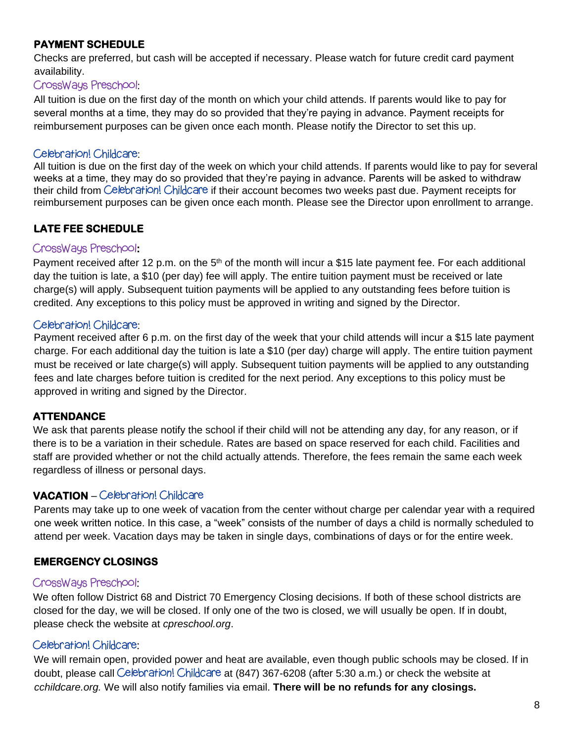## PAYMENT SCHEDULE

Checks are preferred, but cash will be accepted if necessary. Please watch for future credit card payment availability.

### CrossWays Preschool:

All tuition is due on the first day of the month on which your child attends. If parents would like to pay for several months at a time, they may do so provided that they're paying in advance. Payment receipts for reimbursement purposes can be given once each month. Please notify the Director to set this up.

### Celebration! Childcare:

All tuition is due on the first day of the week on which your child attends. If parents would like to pay for several weeks at a time, they may do so provided that they're paying in advance. Parents will be asked to withdraw their child from Celebration! Childcare if their account becomes two weeks past due. Payment receipts for reimbursement purposes can be given once each month. Please see the Director upon enrollment to arrange.

## LATE FEE SCHEDULE

### CrossWays Preschool:

Payment received after 12 p.m. on the 5th of the month will incur a $15 late payment fee. For each additional day the tuition is late, a $10 (per day) fee will apply. The entire tuition payment must be received or late charge(s) will apply. Subsequent tuition payments will be applied to any outstanding fees before tuition is credited. Any exceptions to this policy must be approved in writing and signed by the Director.

### Celebration! Childcare:

Payment received after 6 p.m. on the first day of the week that your child attends will incur a $15 late payment charge. For each additional day the tuition is late a $10 (per day) charge will apply. The entire tuition payment must be received or late charge(s) will apply. Subsequent tuition payments will be applied to any outstanding fees and late charges before tuition is credited for the next period. Any exceptions to this policy must be approved in writing and signed by the Director.

## ATTENDANCE

We ask that parents please notify the school if their child will not be attending any day, for any reason, or if there is to be a variation in their schedule. Rates are based on space reserved for each child. Facilities and staff are provided whether or not the child actually attends. Therefore, the fees remain the same each week regardless of illness or personal days.

## VACATION – Celebration! Childcare

Parents may take up to one week of vacation from the center without charge per calendar year with a required one week written notice. In this case, a "week" consists of the number of days a child is normally scheduled to attend per week. Vacation days may be taken in single days, combinations of days or for the entire week.

## EMERGENCY CLOSINGS

### CrossWays Preschool:

We often follow District 68 and District 70 Emergency Closing decisions. If both of these school districts are closed for the day, we will be closed. If only one of the two is closed, we will usually be open. If in doubt, please check the website at *cpreschool.org*.

### Celebration! Childcare:

We will remain open, provided power and heat are available, even though public schools may be closed. If in doubt, please call Celebration! Childcare at (847) 367-6208 (after 5:30 a.m.) or check the website at *cchildcare.org.* We will also notify families via email. **There will be no refunds for any closings.**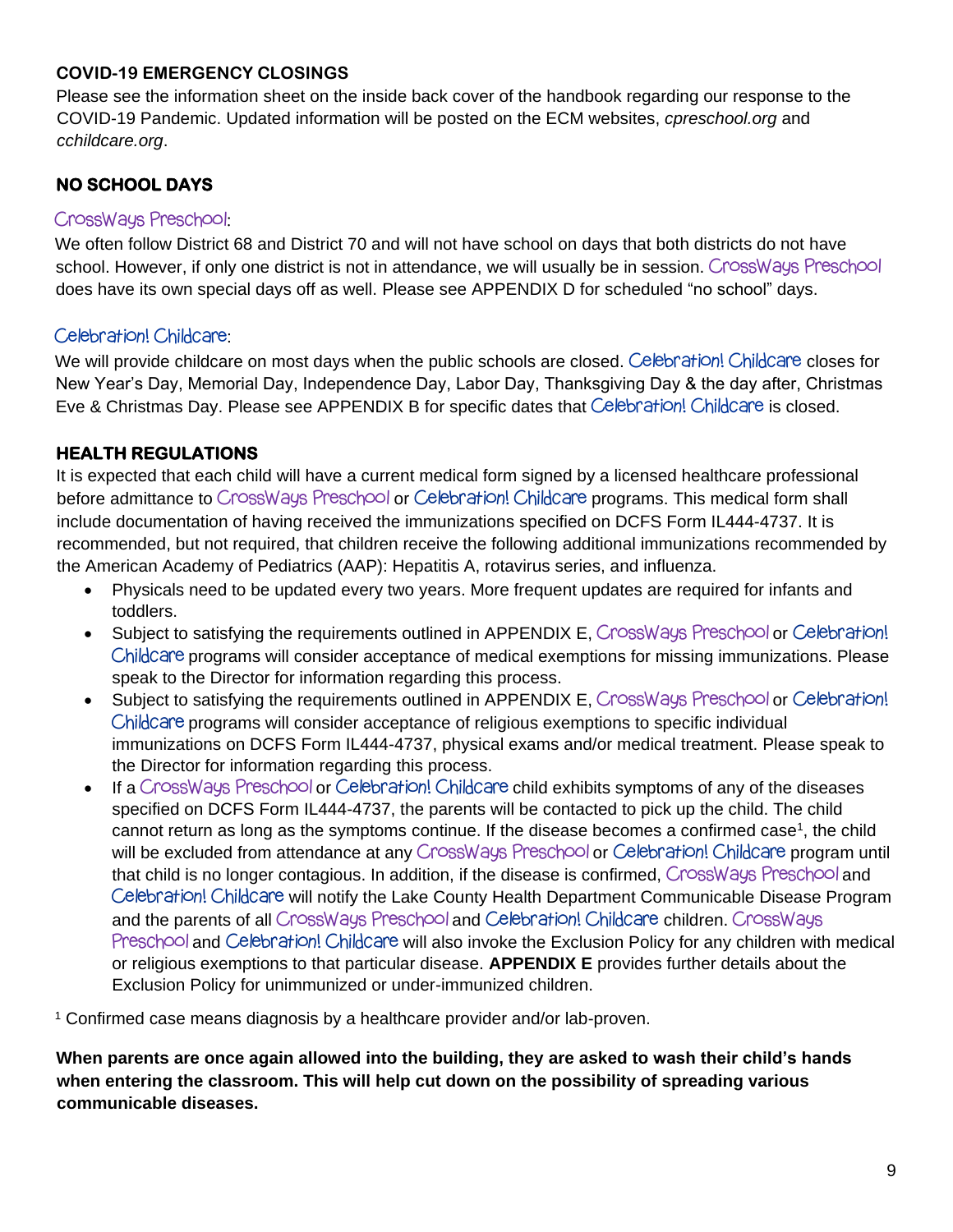## COVID-19 EMERGENCY CLOSINGS

Please see the information sheet on the inside back cover of the handbook regarding our response to the COVID-19 Pandemic. Updated information will be posted on the ECM websites, *cpreschool.org* and *cchildcare.org*.

## NO SCHOOL DAYS

### CrossWays Preschool:

We often follow District 68 and District 70 and will not have school on days that both districts do not have school. However, if only one district is not in attendance, we will usually be in session. CrossWays Preschool does have its own special days off as well. Please see APPENDIX D for scheduled "no school" days.

### Celebration! Childcare:

We will provide childcare on most days when the public schools are closed. Celebration! Childcare closes for New Year's Day, Memorial Day, Independence Day, Labor Day, Thanksgiving Day & the day after, Christmas Eve & Christmas Day. Please see APPENDIX B for specific dates that Celebration! Childcare is closed.

## HEALTH REGULATIONS

It is expected that each child will have a current medical form signed by a licensed healthcare professional before admittance to CrossWays Preschool or Celebration! Childcare programs. This medical form shall include documentation of having received the immunizations specified on DCFS Form IL444-4737. It is recommended, but not required, that children receive the following additional immunizations recommended by the American Academy of Pediatrics (AAP): Hepatitis A, rotavirus series, and influenza.

- Physicals need to be updated every two years. More frequent updates are required for infants and toddlers.
- Subject to satisfying the requirements outlined in APPENDIX E, CrossWays Preschool or Celebration! Childcare programs will consider acceptance of medical exemptions for missing immunizations. Please speak to the Director for information regarding this process.
- Subject to satisfying the requirements outlined in APPENDIX E, CrossWays Preschool or Celebration! Childcare programs will consider acceptance of religious exemptions to specific individual immunizations on DCFS Form IL444-4737, physical exams and/or medical treatment. Please speak to the Director for information regarding this process.
- If a CrossWays Preschool or Celebration! Childcare child exhibits symptoms of any of the diseases specified on DCFS Form IL444-4737, the parents will be contacted to pick up the child. The child cannot return as long as the symptoms continue. If the disease becomes a confirmed case[1], the child will be excluded from attendance at any CrossWays Preschool or Celebration! Childcare program until that child is no longer contagious. In addition, if the disease is confirmed, CrossWays Preschool and Celebration! Childcare will notify the Lake County Health Department Communicable Disease Program and the parents of all CrossWays Preschool and Celebration! Childcare children. CrossWays Preschool and Celebration! Childcare will also invoke the Exclusion Policy for any children with medical or religious exemptions to that particular disease. **APPENDIX E** provides further details about the Exclusion Policy for unimmunized or under-immunized children.

[1] Confirmed case means diagnosis by a healthcare provider and/or lab-proven.

**When parents are once again allowed into the building, they are asked to wash their child's hands when entering the classroom. This will help cut down on the possibility of spreading various communicable diseases.**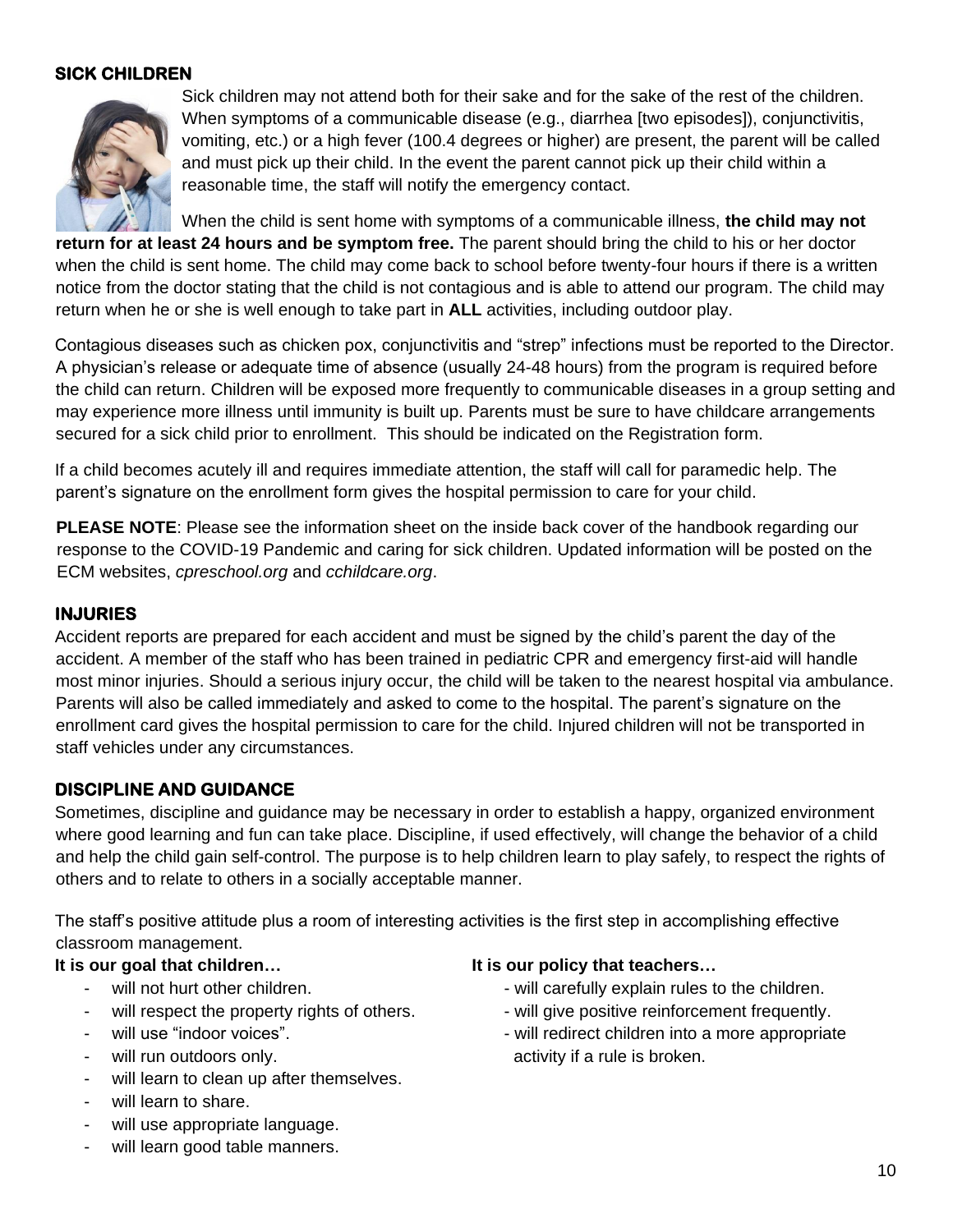## SICK CHILDREN

Sick children may not attend both for their sake and for the sake of the rest of the children. When symptoms of a communicable disease (e.g., diarrhea [two episodes]), conjunctivitis, vomiting, etc.) or a high fever (100.4 degrees or higher) are present, the parent will be called and must pick up their child. In the event the parent cannot pick up their child within a reasonable time, the staff will notify the emergency contact.

When the child is sent home with symptoms of a communicable illness, **the child may not return for at least 24 hours and be symptom free.** The parent should bring the child to his or her doctor when the child is sent home. The child may come back to school before twenty-four hours if there is a written notice from the doctor stating that the child is not contagious and is able to attend our program. The child may return when he or she is well enough to take part in **ALL** activities, including outdoor play.

Contagious diseases such as chicken pox, conjunctivitis and "strep" infections must be reported to the Director. A physician's release or adequate time of absence (usually 24-48 hours) from the program is required before the child can return. Children will be exposed more frequently to communicable diseases in a group setting and may experience more illness until immunity is built up. Parents must be sure to have childcare arrangements secured for a sick child prior to enrollment. This should be indicated on the Registration form.

If a child becomes acutely ill and requires immediate attention, the staff will call for paramedic help. The parent's signature on the enrollment form gives the hospital permission to care for your child.

**PLEASE NOTE**: Please see the information sheet on the inside back cover of the handbook regarding our response to the COVID-19 Pandemic and caring for sick children. Updated information will be posted on the ECM websites, *cpreschool.org* and *cchildcare.org*.

## INJURIES

Accident reports are prepared for each accident and must be signed by the child's parent the day of the accident. A member of the staff who has been trained in pediatric CPR and emergency first-aid will handle most minor injuries. Should a serious injury occur, the child will be taken to the nearest hospital via ambulance. Parents will also be called immediately and asked to come to the hospital. The parent's signature on the enrollment card gives the hospital permission to care for the child. Injured children will not be transported in staff vehicles under any circumstances.

## DISCIPLINE AND GUIDANCE

Sometimes, discipline and guidance may be necessary in order to establish a happy, organized environment where good learning and fun can take place. Discipline, if used effectively, will change the behavior of a child and help the child gain self-control. The purpose is to help children learn to play safely, to respect the rights of others and to relate to others in a socially acceptable manner.

The staff's positive attitude plus a room of interesting activities is the first step in accomplishing effective classroom management.

**It is our goal that children…**

- will not hurt other children.
- will respect the property rights of others.
- will use "indoor voices".
- will run outdoors only.
- will learn to clean up after themselves.
- will learn to share.
- will use appropriate language.
- will learn good table manners.

**It is our policy that teachers…**

- will carefully explain rules to the children.
- will give positive reinforcement frequently.
- will redirect children into a more appropriate activity if a rule is broken.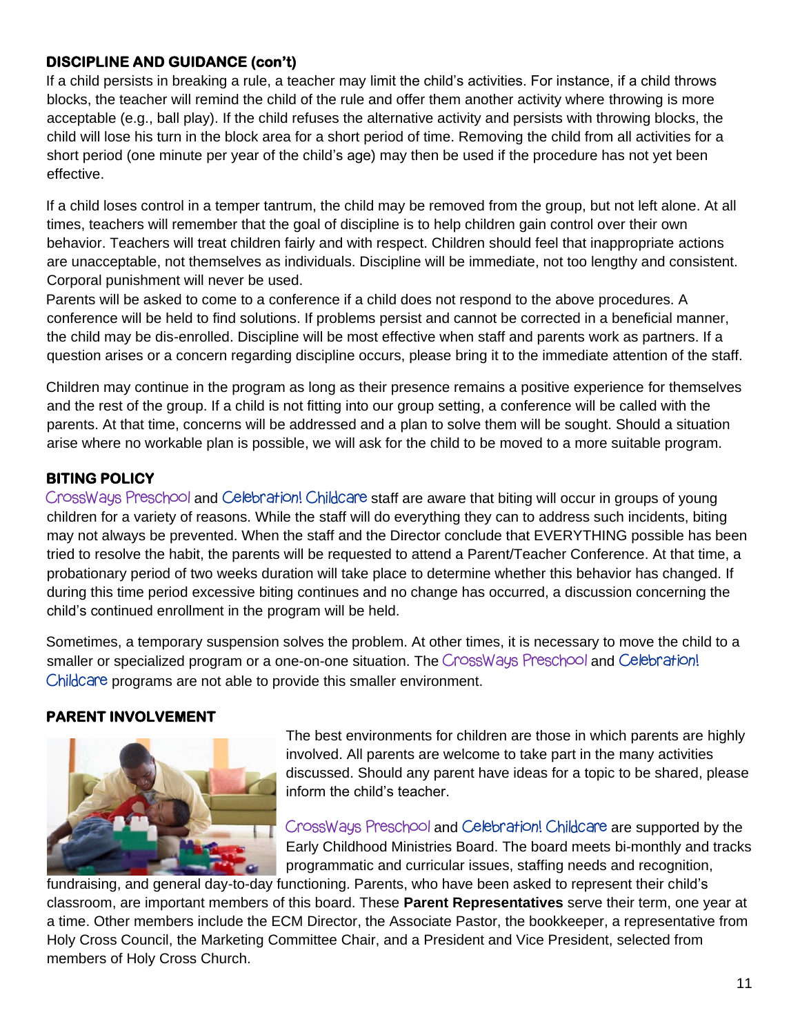## DISCIPLINE AND GUIDANCE (con't)

If a child persists in breaking a rule, a teacher may limit the child's activities. For instance, if a child throws blocks, the teacher will remind the child of the rule and offer them another activity where throwing is more acceptable (e.g., ball play). If the child refuses the alternative activity and persists with throwing blocks, the child will lose his turn in the block area for a short period of time. Removing the child from all activities for a short period (one minute per year of the child's age) may then be used if the procedure has not yet been effective.

If a child loses control in a temper tantrum, the child may be removed from the group, but not left alone. At all times, teachers will remember that the goal of discipline is to help children gain control over their own behavior. Teachers will treat children fairly and with respect. Children should feel that inappropriate actions are unacceptable, not themselves as individuals. Discipline will be immediate, not too lengthy and consistent. Corporal punishment will never be used.

Parents will be asked to come to a conference if a child does not respond to the above procedures. A conference will be held to find solutions. If problems persist and cannot be corrected in a beneficial manner, the child may be dis-enrolled. Discipline will be most effective when staff and parents work as partners. If a question arises or a concern regarding discipline occurs, please bring it to the immediate attention of the staff.

Children may continue in the program as long as their presence remains a positive experience for themselves and the rest of the group. If a child is not fitting into our group setting, a conference will be called with the parents. At that time, concerns will be addressed and a plan to solve them will be sought. Should a situation arise where no workable plan is possible, we will ask for the child to be moved to a more suitable program.

## BITING POLICY

CrossWays Preschool and Celebration! Childcare staff are aware that biting will occur in groups of young children for a variety of reasons. While the staff will do everything they can to address such incidents, biting may not always be prevented. When the staff and the Director conclude that EVERYTHING possible has been tried to resolve the habit, the parents will be requested to attend a Parent/Teacher Conference. At that time, a probationary period of two weeks duration will take place to determine whether this behavior has changed. If during this time period excessive biting continues and no change has occurred, a discussion concerning the child's continued enrollment in the program will be held.

Sometimes, a temporary suspension solves the problem. At other times, it is necessary to move the child to a smaller or specialized program or a one-on-one situation. The CrossWays Preschool and Celebration! Childcare programs are not able to provide this smaller environment.

## PARENT INVOLVEMENT

The best environments for children are those in which parents are highly involved. All parents are welcome to take part in the many activities discussed. Should any parent have ideas for a topic to be shared, please inform the child's teacher.

CrossWays Preschool and Celebration! Childcare are supported by the Early Childhood Ministries Board. The board meets bi-monthly and tracks programmatic and curricular issues, staffing needs and recognition, fundraising, and general day-to-day functioning. Parents, who have been asked to represent their child's classroom, are important members of this board. These **Parent Representatives** serve their term, one year at a time. Other members include the ECM Director, the Associate Pastor, the bookkeeper, a representative from Holy Cross Council, the Marketing Committee Chair, and a President and Vice President, selected from members of Holy Cross Church.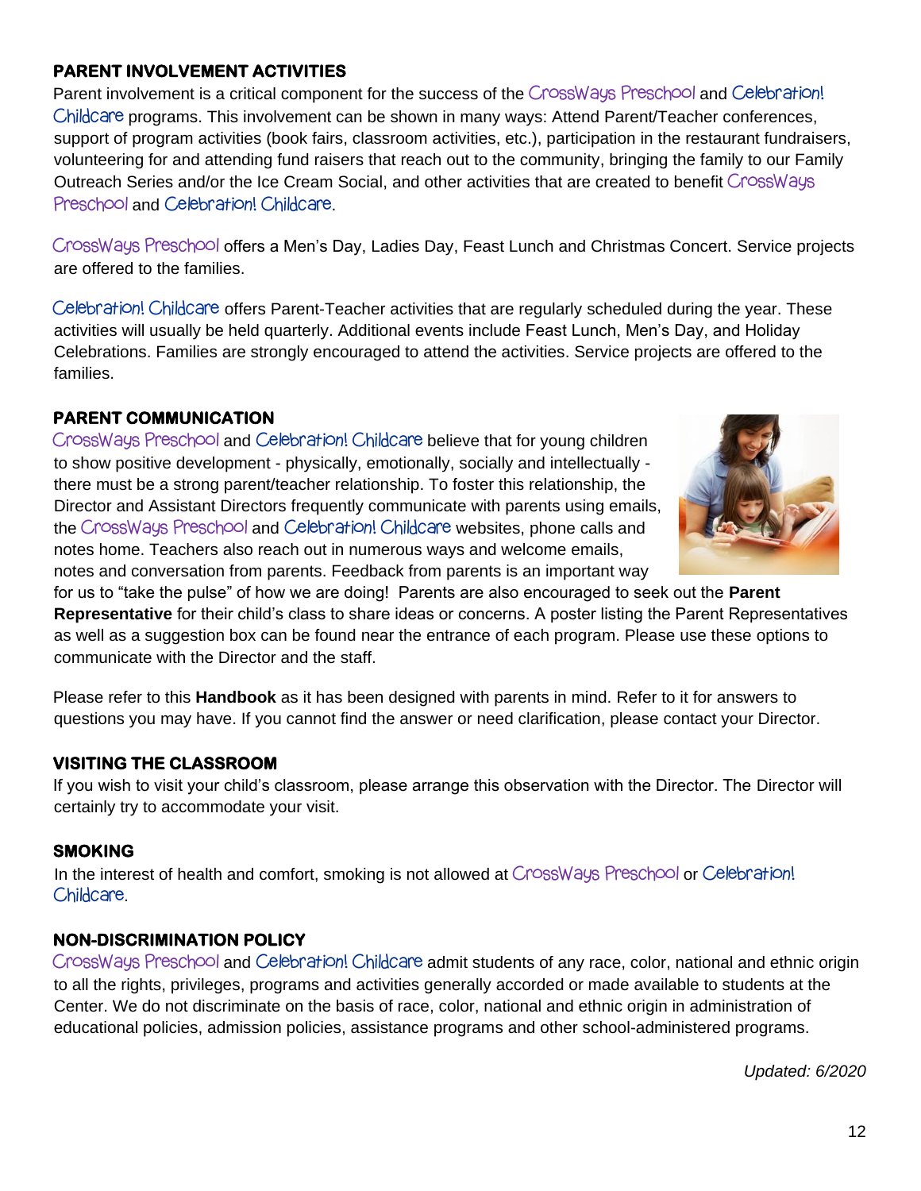## PARENT INVOLVEMENT ACTIVITIES

Parent involvement is a critical component for the success of the CrossWays Preschool and Celebration! Childcare programs. This involvement can be shown in many ways: Attend Parent/Teacher conferences, support of program activities (book fairs, classroom activities, etc.), participation in the restaurant fundraisers, volunteering for and attending fund raisers that reach out to the community, bringing the family to our Family Outreach Series and/or the Ice Cream Social, and other activities that are created to benefit CrossWays Preschool and Celebration! Childcare.

CrossWays Preschool offers a Men's Day, Ladies Day, Feast Lunch and Christmas Concert. Service projects are offered to the families.

Celebration! Childcare offers Parent-Teacher activities that are regularly scheduled during the year. These activities will usually be held quarterly. Additional events include Feast Lunch, Men's Day, and Holiday Celebrations. Families are strongly encouraged to attend the activities. Service projects are offered to the families.

## PARENT COMMUNICATION

CrossWays Preschool and Celebration! Childcare believe that for young children to show positive development - physically, emotionally, socially and intellectually - there must be a strong parent/teacher relationship. To foster this relationship, the Director and Assistant Directors frequently communicate with parents using emails, the CrossWays Preschool and Celebration! Childcare websites, phone calls and notes home. Teachers also reach out in numerous ways and welcome emails, notes and conversation from parents. Feedback from parents is an important way for us to "take the pulse" of how we are doing! Parents are also encouraged to seek out the **Parent Representative** for their child's class to share ideas or concerns. A poster listing the Parent Representatives as well as a suggestion box can be found near the entrance of each program. Please use these options to communicate with the Director and the staff.

Please refer to this **Handbook** as it has been designed with parents in mind. Refer to it for answers to questions you may have. If you cannot find the answer or need clarification, please contact your Director.

## VISITING THE CLASSROOM

If you wish to visit your child's classroom, please arrange this observation with the Director. The Director will certainly try to accommodate your visit.

## SMOKING

In the interest of health and comfort, smoking is not allowed at CrossWays Preschool or Celebration! Childcare.

## NON-DISCRIMINATION POLICY

CrossWays Preschool and Celebration! Childcare admit students of any race, color, national and ethnic origin to all the rights, privileges, programs and activities generally accorded or made available to students at the Center. We do not discriminate on the basis of race, color, national and ethnic origin in administration of educational policies, admission policies, assistance programs and other school-administered programs.

*Updated: 6/2020*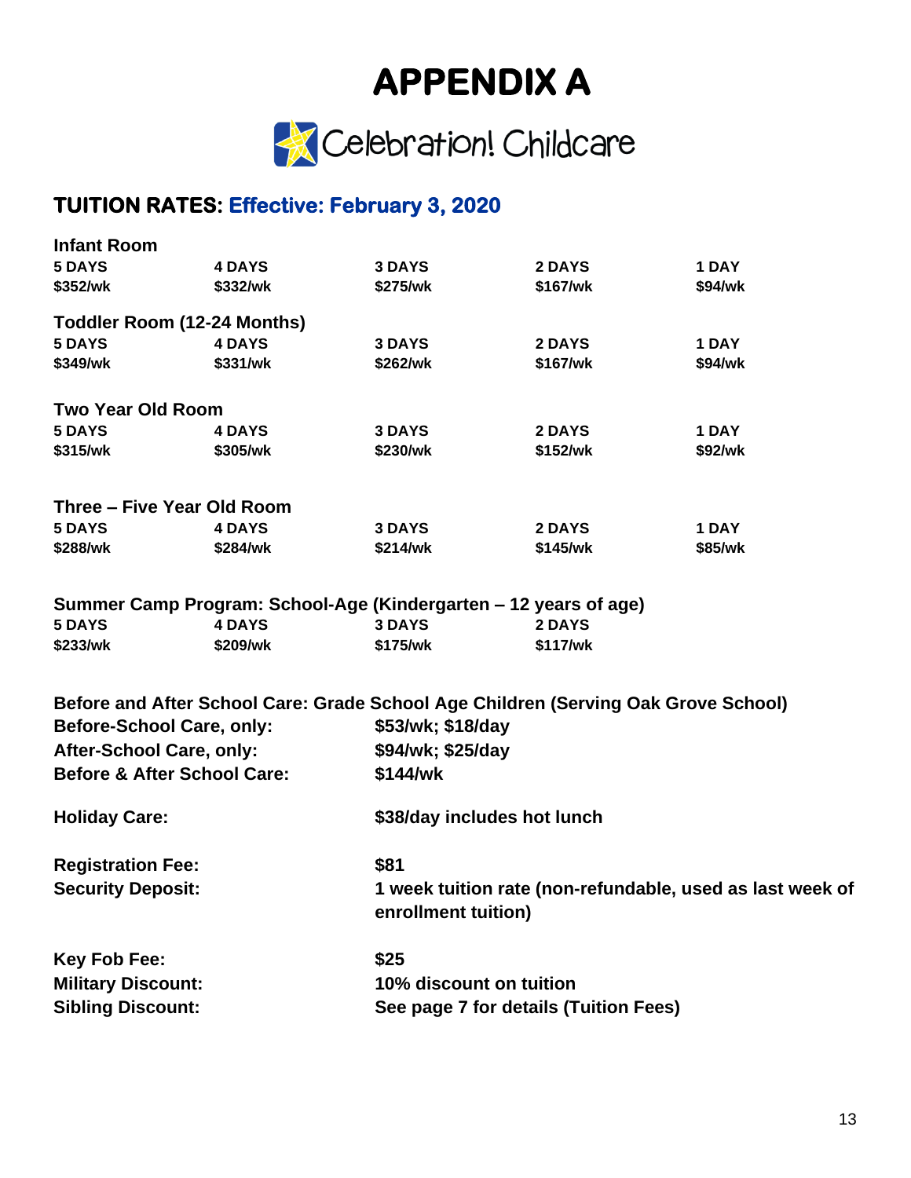# APPENDIX A

Celebration! Childcare

## TUITION RATES: Effective: February 3, 2020

**Infant Room**

| 5 DAYS | 4 DAYS | 3 DAYS | 2 DAYS | 1 DAY |
|---|---|---|---|---|
| $352/wk | $332/wk | $275/wk | $167/wk | $94/wk |

**Toddler Room (12-24 Months)**

| 5 DAYS | 4 DAYS | 3 DAYS | 2 DAYS | 1 DAY |
|---|---|---|---|---|
| $349/wk | $331/wk | $262/wk | $167/wk | $94/wk |

**Two Year Old Room**

| 5 DAYS | 4 DAYS | 3 DAYS | 2 DAYS | 1 DAY |
|---|---|---|---|---|
| $315/wk | $305/wk | $230/wk | $152/wk | $92/wk |

**Three – Five Year Old Room**

| 5 DAYS | 4 DAYS | 3 DAYS | 2 DAYS | 1 DAY |
|---|---|---|---|---|
| $288/wk | $284/wk | $214/wk | $145/wk | $85/wk |

**Summer Camp Program: School-Age (Kindergarten – 12 years of age)**

| 5 DAYS | 4 DAYS | 3 DAYS | 2 DAYS |
|---|---|---|---|
| $233/wk | $209/wk | $175/wk | $117/wk |

**Before and After School Care: Grade School Age Children (Serving Oak Grove School)**

| | |
|---|---|
| **Before-School Care, only:** | **$53/wk; $18/day** |
| **After-School Care, only:** | **$94/wk; $25/day** |
| **Before & After School Care:** | **$144/wk** |
| **Holiday Care:** | **$38/day includes hot lunch** |
| **Registration Fee:** | **$81** |
| **Security Deposit:** | **1 week tuition rate (non-refundable, used as last week of enrollment tuition)** |
| **Key Fob Fee:** | **$25** |
| **Military Discount:** | **10% discount on tuition** |
| **Sibling Discount:** | **See page 7 for details (Tuition Fees)** |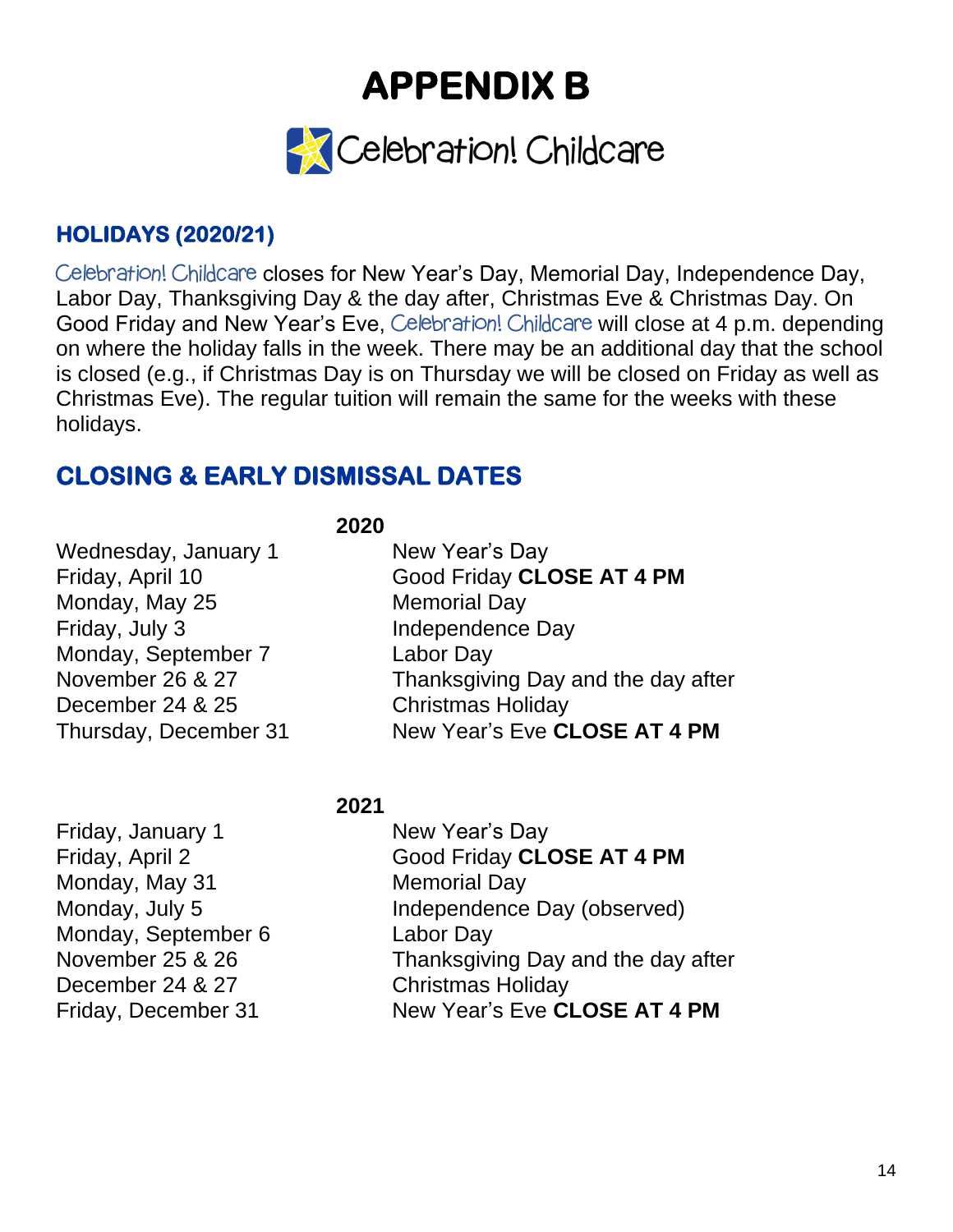# APPENDIX B

Celebration! Childcare

## HOLIDAYS (2020/21)

Celebration! Childcare closes for New Year's Day, Memorial Day, Independence Day, Labor Day, Thanksgiving Day & the day after, Christmas Eve & Christmas Day. On Good Friday and New Year's Eve, Celebration! Childcare will close at 4 p.m. depending on where the holiday falls in the week. There may be an additional day that the school is closed (e.g., if Christmas Day is on Thursday we will be closed on Friday as well as Christmas Eve). The regular tuition will remain the same for the weeks with these holidays.

## CLOSING & EARLY DISMISSAL DATES

**2020**

| | |
|---|---|
| Wednesday, January 1 | New Year's Day |
| Friday, April 10 | Good Friday **CLOSE AT 4 PM** |
| Monday, May 25 | Memorial Day |
| Friday, July 3 | Independence Day |
| Monday, September 7 | Labor Day |
| November 26 & 27 | Thanksgiving Day and the day after |
| December 24 & 25 | Christmas Holiday |
| Thursday, December 31 | New Year's Eve **CLOSE AT 4 PM** |

**2021**

| | |
|---|---|
| Friday, January 1 | New Year's Day |
| Friday, April 2 | Good Friday **CLOSE AT 4 PM** |
| Monday, May 31 | Memorial Day |
| Monday, July 5 | Independence Day (observed) |
| Monday, September 6 | Labor Day |
| November 25 & 26 | Thanksgiving Day and the day after |
| December 24 & 27 | Christmas Holiday |
| Friday, December 31 | New Year's Eve **CLOSE AT 4 PM** |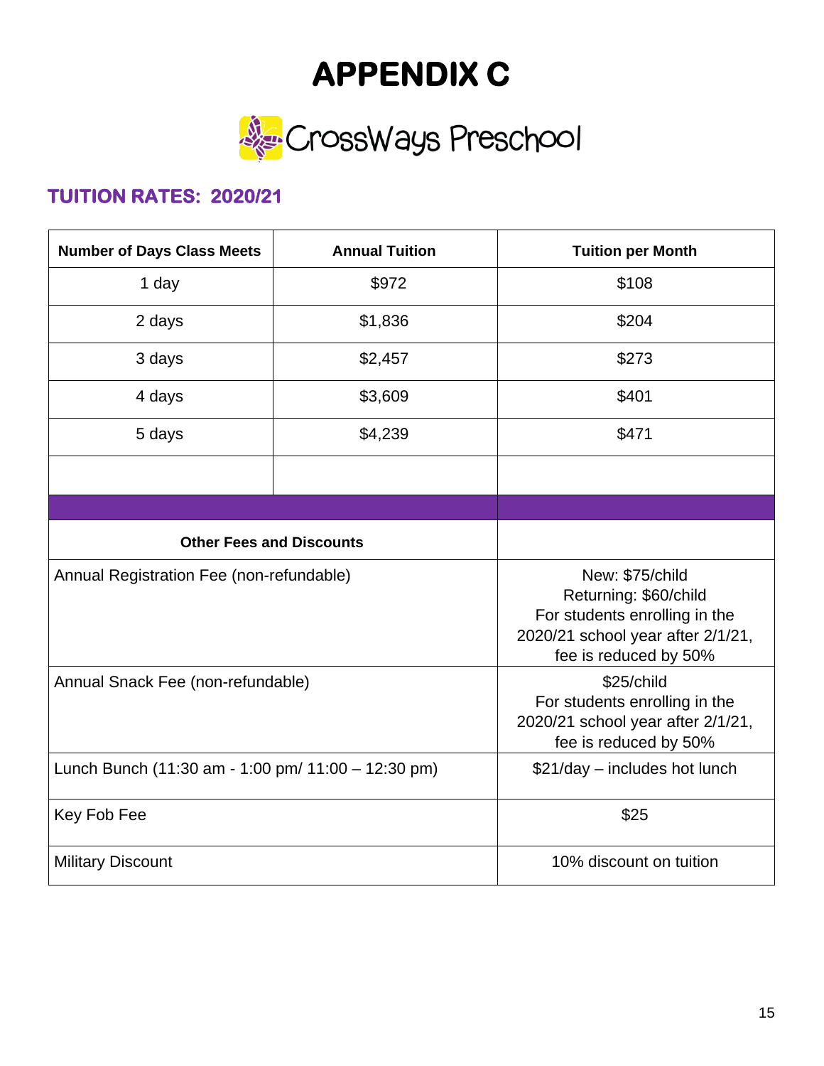# APPENDIX C

CrossWays Preschool

## TUITION RATES: 2020/21

| Number of Days Class Meets | Annual Tuition | Tuition per Month |
|---|---|---|
| 1 day | $972 | $108 |
| 2 days | $1,836 | $204 |
| 3 days | $2,457 | $273 |
| 4 days | $3,609 | $401 |
| 5 days | $4,239 | $471 |
| | | |

| Other Fees and Discounts | |
|---|---|
| Annual Registration Fee (non-refundable) | New: $75/child<br>Returning: $60/child<br>For students enrolling in the 2020/21 school year after 2/1/21, fee is reduced by 50% |
| Annual Snack Fee (non-refundable) | $25/child<br>For students enrolling in the 2020/21 school year after 2/1/21, fee is reduced by 50% |
| Lunch Bunch (11:30 am - 1:00 pm/ 11:00 – 12:30 pm) | $21/day – includes hot lunch |
| Key Fob Fee | $25 |
| Military Discount | 10% discount on tuition |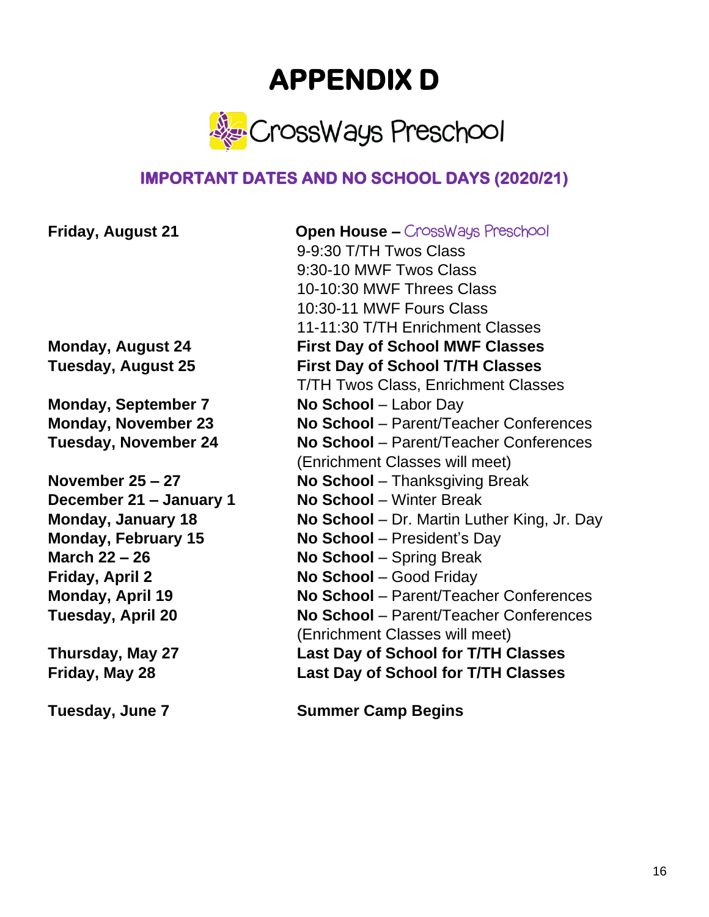# APPENDIX D

CrossWays Preschool

## IMPORTANT DATES AND NO SCHOOL DAYS (2020/21)

| | |
|---|---|
| **Friday, August 21** | **Open House –** CrossWays Preschool<br>9-9:30 T/TH Twos Class<br>9:30-10 MWF Twos Class<br>10-10:30 MWF Threes Class<br>10:30-11 MWF Fours Class<br>11-11:30 T/TH Enrichment Classes |
| **Monday, August 24** | **First Day of School MWF Classes** |
| **Tuesday, August 25** | **First Day of School T/TH Classes**<br>T/TH Twos Class, Enrichment Classes |
| **Monday, September 7** | **No School** – Labor Day |
| **Monday, November 23** | **No School** – Parent/Teacher Conferences |
| **Tuesday, November 24** | **No School** – Parent/Teacher Conferences<br>(Enrichment Classes will meet) |
| **November 25 – 27** | **No School** – Thanksgiving Break |
| **December 21 – January 1** | **No School** – Winter Break |
| **Monday, January 18** | **No School** – Dr. Martin Luther King, Jr. Day |
| **Monday, February 15** | **No School** – President's Day |
| **March 22 – 26** | **No School** – Spring Break |
| **Friday, April 2** | **No School** – Good Friday |
| **Monday, April 19** | **No School** – Parent/Teacher Conferences |
| **Tuesday, April 20** | **No School** – Parent/Teacher Conferences<br>(Enrichment Classes will meet) |
| **Thursday, May 27** | **Last Day of School for T/TH Classes** |
| **Friday, May 28** | **Last Day of School for T/TH Classes** |
| **Tuesday, June 7** | **Summer Camp Begins** |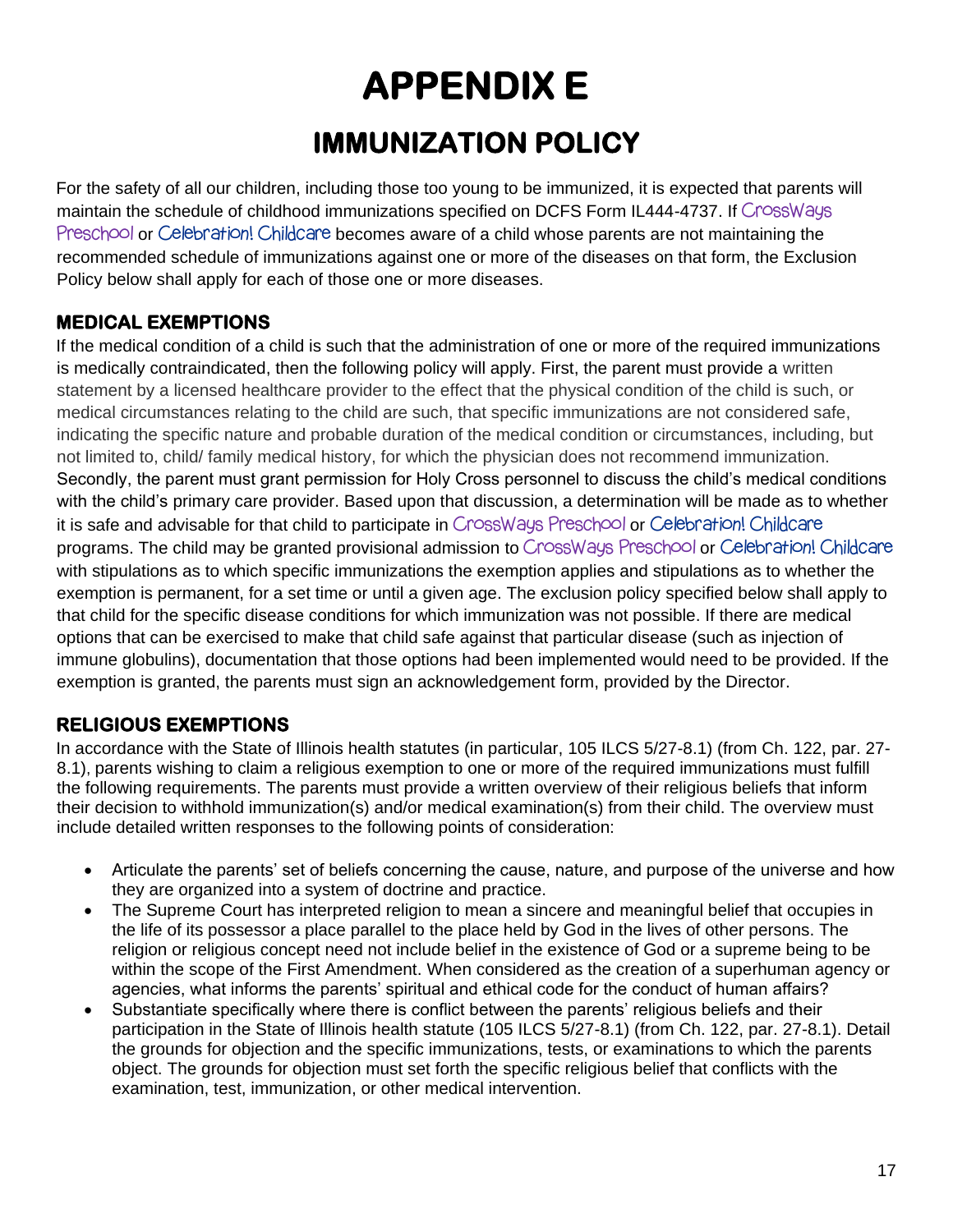# APPENDIX E

## IMMUNIZATION POLICY

For the safety of all our children, including those too young to be immunized, it is expected that parents will maintain the schedule of childhood immunizations specified on DCFS Form IL444-4737. If CrossWays Preschool or Celebration! Childcare becomes aware of a child whose parents are not maintaining the recommended schedule of immunizations against one or more of the diseases on that form, the Exclusion Policy below shall apply for each of those one or more diseases.

### MEDICAL EXEMPTIONS

If the medical condition of a child is such that the administration of one or more of the required immunizations is medically contraindicated, then the following policy will apply. First, the parent must provide a written statement by a licensed healthcare provider to the effect that the physical condition of the child is such, or medical circumstances relating to the child are such, that specific immunizations are not considered safe, indicating the specific nature and probable duration of the medical condition or circumstances, including, but not limited to, child/ family medical history, for which the physician does not recommend immunization. Secondly, the parent must grant permission for Holy Cross personnel to discuss the child's medical conditions with the child's primary care provider. Based upon that discussion, a determination will be made as to whether it is safe and advisable for that child to participate in CrossWays Preschool or Celebration! Childcare programs. The child may be granted provisional admission to CrossWays Preschool or Celebration! Childcare with stipulations as to which specific immunizations the exemption applies and stipulations as to whether the exemption is permanent, for a set time or until a given age. The exclusion policy specified below shall apply to that child for the specific disease conditions for which immunization was not possible. If there are medical options that can be exercised to make that child safe against that particular disease (such as injection of immune globulins), documentation that those options had been implemented would need to be provided. If the exemption is granted, the parents must sign an acknowledgement form, provided by the Director.

### RELIGIOUS EXEMPTIONS

In accordance with the State of Illinois health statutes (in particular, 105 ILCS 5/27-8.1) (from Ch. 122, par. 27-8.1), parents wishing to claim a religious exemption to one or more of the required immunizations must fulfill the following requirements. The parents must provide a written overview of their religious beliefs that inform their decision to withhold immunization(s) and/or medical examination(s) from their child. The overview must include detailed written responses to the following points of consideration:

- Articulate the parents' set of beliefs concerning the cause, nature, and purpose of the universe and how they are organized into a system of doctrine and practice.
- The Supreme Court has interpreted religion to mean a sincere and meaningful belief that occupies in the life of its possessor a place parallel to the place held by God in the lives of other persons. The religion or religious concept need not include belief in the existence of God or a supreme being to be within the scope of the First Amendment. When considered as the creation of a superhuman agency or agencies, what informs the parents' spiritual and ethical code for the conduct of human affairs?
- Substantiate specifically where there is conflict between the parents' religious beliefs and their participation in the State of Illinois health statute (105 ILCS 5/27-8.1) (from Ch. 122, par. 27-8.1). Detail the grounds for objection and the specific immunizations, tests, or examinations to which the parents object. The grounds for objection must set forth the specific religious belief that conflicts with the examination, test, immunization, or other medical intervention.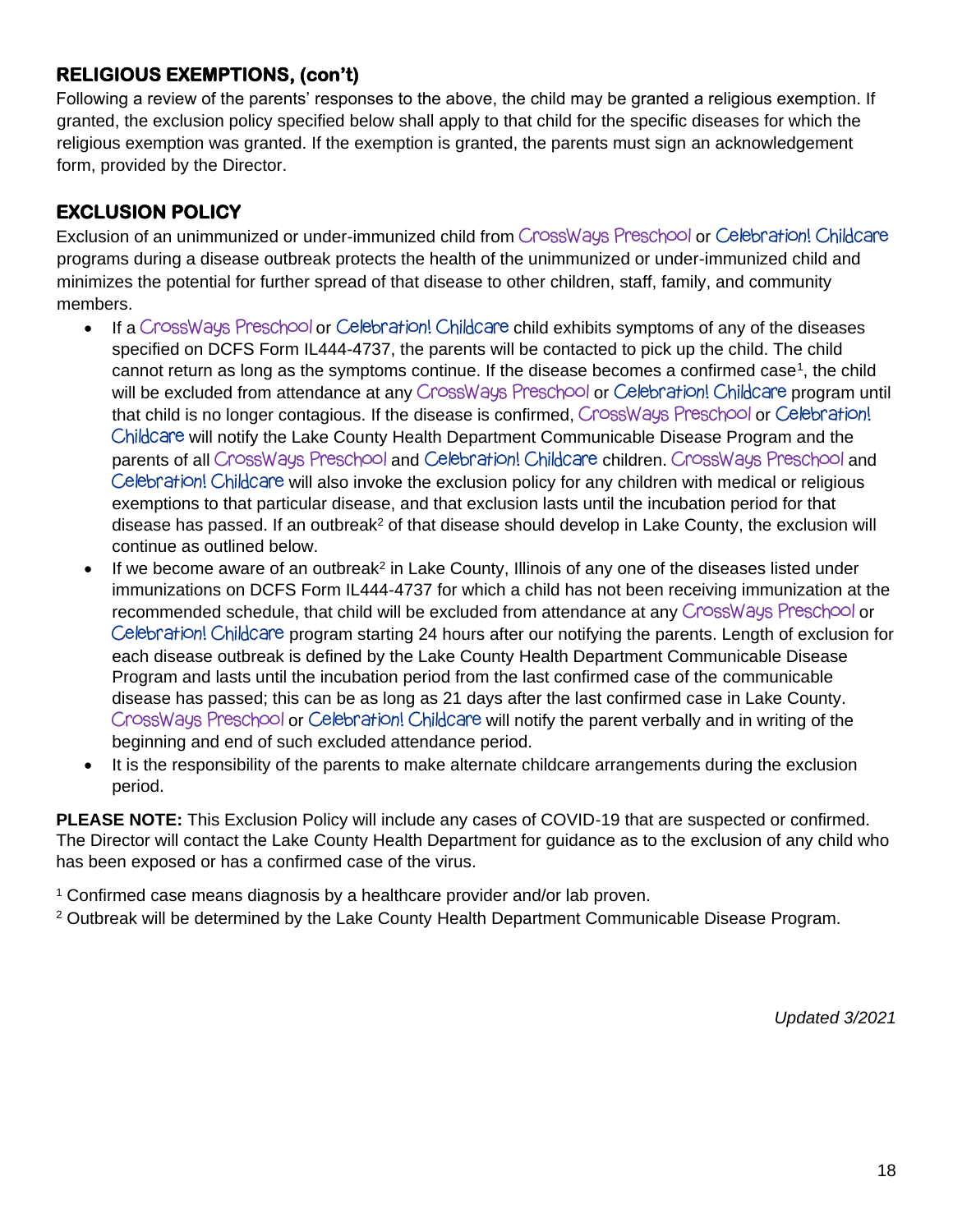## RELIGIOUS EXEMPTIONS, (con't)

Following a review of the parents' responses to the above, the child may be granted a religious exemption. If granted, the exclusion policy specified below shall apply to that child for the specific diseases for which the religious exemption was granted. If the exemption is granted, the parents must sign an acknowledgement form, provided by the Director.

## EXCLUSION POLICY

Exclusion of an unimmunized or under-immunized child from CrossWays Preschool or Celebration! Childcare programs during a disease outbreak protects the health of the unimmunized or under-immunized child and minimizes the potential for further spread of that disease to other children, staff, family, and community members.

- If a CrossWays Preschool or Celebration! Childcare child exhibits symptoms of any of the diseases specified on DCFS Form IL444-4737, the parents will be contacted to pick up the child. The child cannot return as long as the symptoms continue. If the disease becomes a confirmed case[1], the child will be excluded from attendance at any CrossWays Preschool or Celebration! Childcare program until that child is no longer contagious. If the disease is confirmed, CrossWays Preschool or Celebration! Childcare will notify the Lake County Health Department Communicable Disease Program and the parents of all CrossWays Preschool and Celebration! Childcare children. CrossWays Preschool and Celebration! Childcare will also invoke the exclusion policy for any children with medical or religious exemptions to that particular disease, and that exclusion lasts until the incubation period for that disease has passed. If an outbreak[2] of that disease should develop in Lake County, the exclusion will continue as outlined below.
- If we become aware of an outbreak[2] in Lake County, Illinois of any one of the diseases listed under immunizations on DCFS Form IL444-4737 for which a child has not been receiving immunization at the recommended schedule, that child will be excluded from attendance at any CrossWays Preschool or Celebration! Childcare program starting 24 hours after our notifying the parents. Length of exclusion for each disease outbreak is defined by the Lake County Health Department Communicable Disease Program and lasts until the incubation period from the last confirmed case of the communicable disease has passed; this can be as long as 21 days after the last confirmed case in Lake County. CrossWays Preschool or Celebration! Childcare will notify the parent verbally and in writing of the beginning and end of such excluded attendance period.
- It is the responsibility of the parents to make alternate childcare arrangements during the exclusion period.

**PLEASE NOTE:** This Exclusion Policy will include any cases of COVID-19 that are suspected or confirmed. The Director will contact the Lake County Health Department for guidance as to the exclusion of any child who has been exposed or has a confirmed case of the virus.

[1] Confirmed case means diagnosis by a healthcare provider and/or lab proven.

[2] Outbreak will be determined by the Lake County Health Department Communicable Disease Program.

*Updated 3/2021*